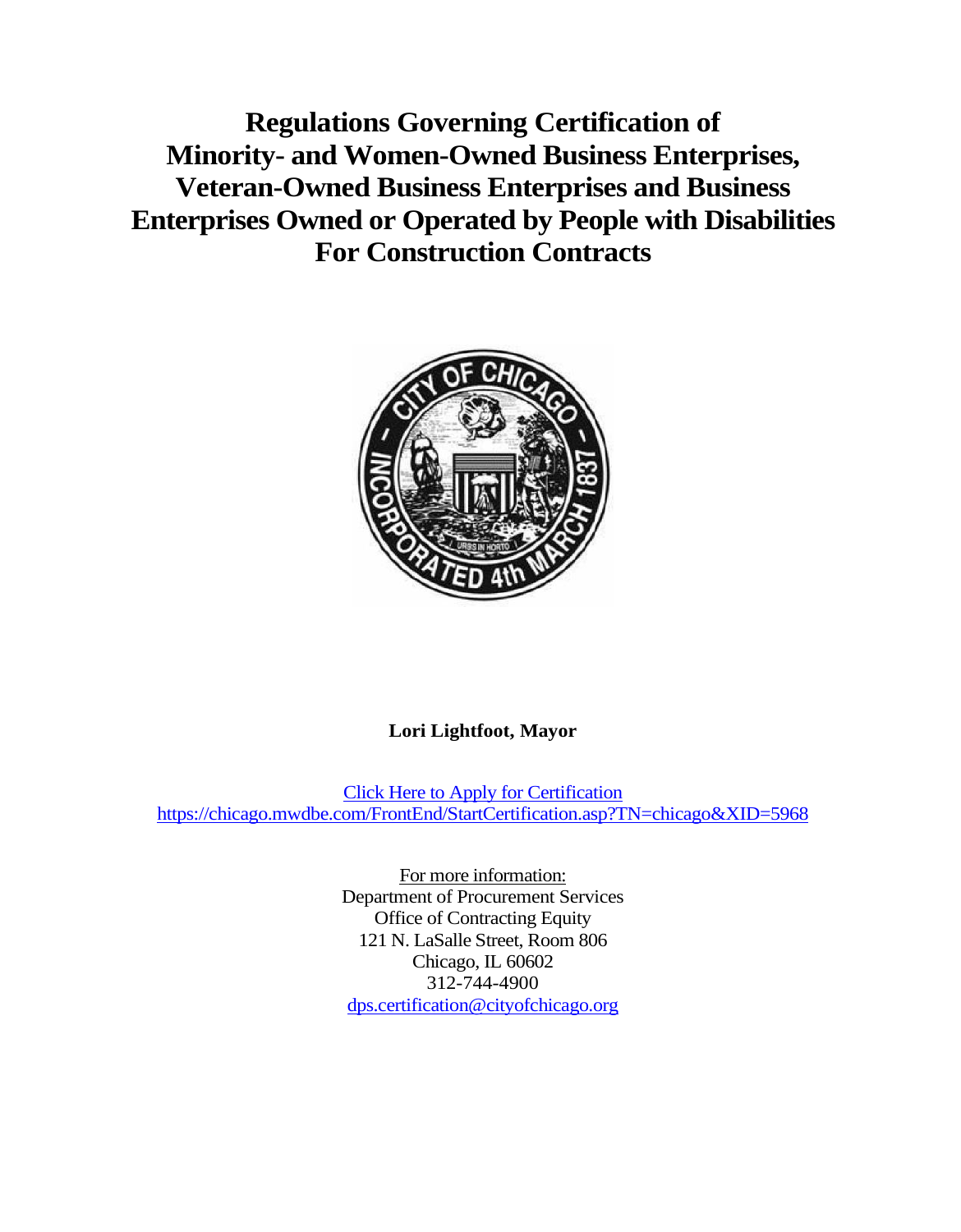# Regulations Governing Certification of Minority- and Women-Owned Business Enterprises, Veteran-Owned Business Enterprises and Business Enterprises Owned or Operated by People with Disabilities For Construction Contracts

**Lori Lightfoot, Mayor**

[Click Here to Apply for Certification](https://chicago.mwdbe.com/FrontEnd/StartCertification.asp?TN=chicago&XID=5968)
https://chicago.mwdbe.com/FrontEnd/StartCertification.asp?TN=chicago&XID=5968

For more information:
Department of Procurement Services
Office of Contracting Equity
121 N. LaSalle Street, Room 806
Chicago, IL 60602
312-744-4900
dps.certification@cityofchicago.org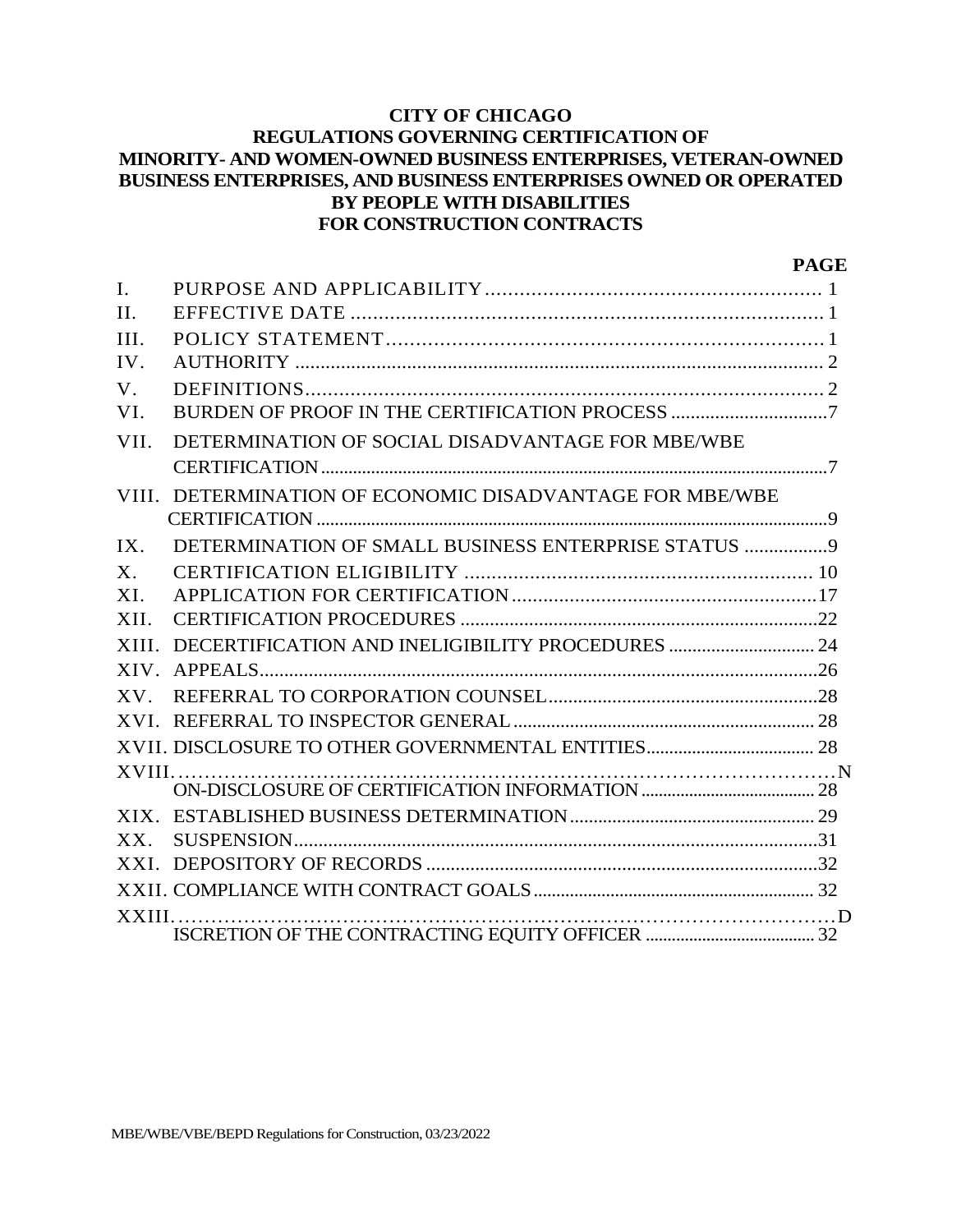**CITY OF CHICAGO**
**REGULATIONS GOVERNING CERTIFICATION OF MINORITY- AND WOMEN-OWNED BUSINESS ENTERPRISES, VETERAN-OWNED BUSINESS ENTERPRISES, AND BUSINESS ENTERPRISES OWNED OR OPERATED BY PEOPLE WITH DISABILITIES FOR CONSTRUCTION CONTRACTS**

| | | **PAGE** |
|---|---|---|
| I. | PURPOSE AND APPLICABILITY | 1 |
| II. | EFFECTIVE DATE | 1 |
| III. | POLICY STATEMENT | 1 |
| IV. | AUTHORITY | 2 |
| V. | DEFINITIONS | 2 |
| VI. | BURDEN OF PROOF IN THE CERTIFICATION PROCESS | 7 |
| VII. | DETERMINATION OF SOCIAL DISADVANTAGE FOR MBE/WBE CERTIFICATION | 7 |
| VIII. | DETERMINATION OF ECONOMIC DISADVANTAGE FOR MBE/WBE CERTIFICATION | 9 |
| IX. | DETERMINATION OF SMALL BUSINESS ENTERPRISE STATUS | 9 |
| X. | CERTIFICATION ELIGIBILITY | 10 |
| XI. | APPLICATION FOR CERTIFICATION | 17 |
| XII. | CERTIFICATION PROCEDURES | 22 |
| XIII. | DECERTIFICATION AND INELIGIBILITY PROCEDURES | 24 |
| XIV. | APPEALS | 26 |
| XV. | REFERRAL TO CORPORATION COUNSEL | 28 |
| XVI. | REFERRAL TO INSPECTOR GENERAL | 28 |
| XVII. | DISCLOSURE TO OTHER GOVERNMENTAL ENTITIES | 28 |
| XVIII. | NON-DISCLOSURE OF CERTIFICATION INFORMATION | 28 |
| XIX. | ESTABLISHED BUSINESS DETERMINATION | 29 |
| XX. | SUSPENSION | 31 |
| XXI. | DEPOSITORY OF RECORDS | 32 |
| XXII. | COMPLIANCE WITH CONTRACT GOALS | 32 |
| XXIII. | DISCRETION OF THE CONTRACTING EQUITY OFFICER | 32 |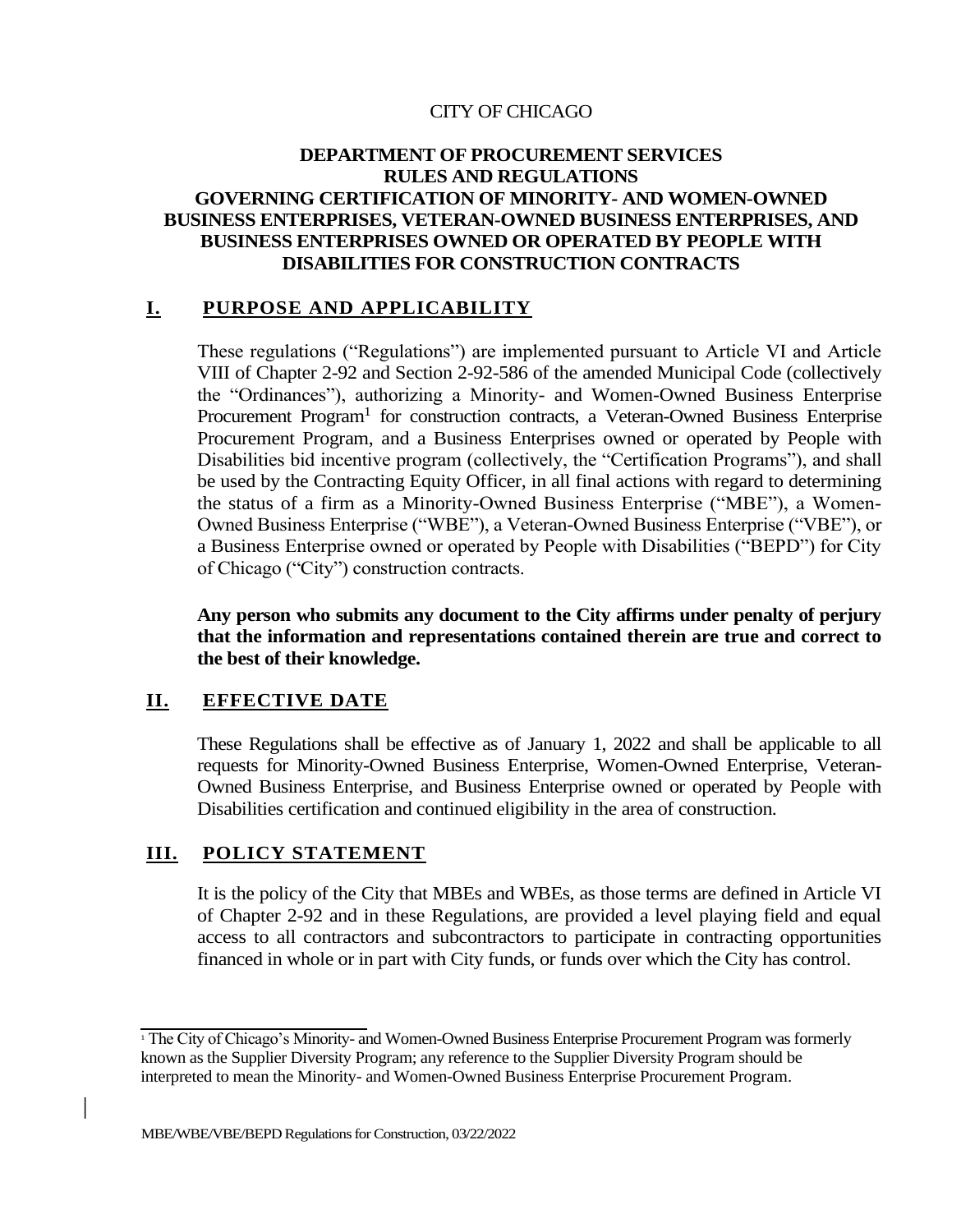CITY OF CHICAGO

# DEPARTMENT OF PROCUREMENT SERVICES RULES AND REGULATIONS GOVERNING CERTIFICATION OF MINORITY- AND WOMEN-OWNED BUSINESS ENTERPRISES, VETERAN-OWNED BUSINESS ENTERPRISES, AND BUSINESS ENTERPRISES OWNED OR OPERATED BY PEOPLE WITH DISABILITIES FOR CONSTRUCTION CONTRACTS

## I. PURPOSE AND APPLICABILITY

These regulations ("Regulations") are implemented pursuant to Article VI and Article VIII of Chapter 2-92 and Section 2-92-586 of the amended Municipal Code (collectively the "Ordinances"), authorizing a Minority- and Women-Owned Business Enterprise Procurement Program[1] for construction contracts, a Veteran-Owned Business Enterprise Procurement Program, and a Business Enterprises owned or operated by People with Disabilities bid incentive program (collectively, the "Certification Programs"), and shall be used by the Contracting Equity Officer, in all final actions with regard to determining the status of a firm as a Minority-Owned Business Enterprise ("MBE"), a Women-Owned Business Enterprise ("WBE"), a Veteran-Owned Business Enterprise ("VBE"), or a Business Enterprise owned or operated by People with Disabilities ("BEPD") for City of Chicago ("City") construction contracts.

**Any person who submits any document to the City affirms under penalty of perjury that the information and representations contained therein are true and correct to the best of their knowledge.**

## II. EFFECTIVE DATE

These Regulations shall be effective as of January 1, 2022 and shall be applicable to all requests for Minority-Owned Business Enterprise, Women-Owned Enterprise, Veteran-Owned Business Enterprise, and Business Enterprise owned or operated by People with Disabilities certification and continued eligibility in the area of construction.

## III. POLICY STATEMENT

It is the policy of the City that MBEs and WBEs, as those terms are defined in Article VI of Chapter 2-92 and in these Regulations, are provided a level playing field and equal access to all contractors and subcontractors to participate in contracting opportunities financed in whole or in part with City funds, or funds over which the City has control.

---

[1] The City of Chicago's Minority- and Women-Owned Business Enterprise Procurement Program was formerly known as the Supplier Diversity Program; any reference to the Supplier Diversity Program should be interpreted to mean the Minority- and Women-Owned Business Enterprise Procurement Program.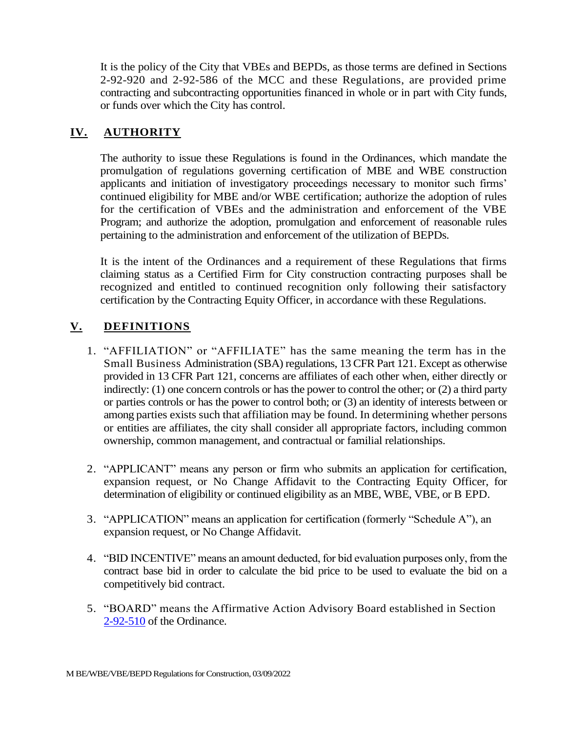It is the policy of the City that VBEs and BEPDs, as those terms are defined in Sections 2-92-920 and 2-92-586 of the MCC and these Regulations, are provided prime contracting and subcontracting opportunities financed in whole or in part with City funds, or funds over which the City has control.

## IV. AUTHORITY

The authority to issue these Regulations is found in the Ordinances, which mandate the promulgation of regulations governing certification of MBE and WBE construction applicants and initiation of investigatory proceedings necessary to monitor such firms' continued eligibility for MBE and/or WBE certification; authorize the adoption of rules for the certification of VBEs and the administration and enforcement of the VBE Program; and authorize the adoption, promulgation and enforcement of reasonable rules pertaining to the administration and enforcement of the utilization of BEPDs.

It is the intent of the Ordinances and a requirement of these Regulations that firms claiming status as a Certified Firm for City construction contracting purposes shall be recognized and entitled to continued recognition only following their satisfactory certification by the Contracting Equity Officer, in accordance with these Regulations.

## V. DEFINITIONS

1. "AFFILIATION" or "AFFILIATE" has the same meaning the term has in the Small Business Administration (SBA) regulations, 13 CFR Part 121. Except as otherwise provided in 13 CFR Part 121, concerns are affiliates of each other when, either directly or indirectly: (1) one concern controls or has the power to control the other; or (2) a third party or parties controls or has the power to control both; or (3) an identity of interests between or among parties exists such that affiliation may be found. In determining whether persons or entities are affiliates, the city shall consider all appropriate factors, including common ownership, common management, and contractual or familial relationships.

2. "APPLICANT" means any person or firm who submits an application for certification, expansion request, or No Change Affidavit to the Contracting Equity Officer, for determination of eligibility or continued eligibility as an MBE, WBE, VBE, or B EPD.

3. "APPLICATION" means an application for certification (formerly "Schedule A"), an expansion request, or No Change Affidavit.

4. "BID INCENTIVE" means an amount deducted, for bid evaluation purposes only, from the contract base bid in order to calculate the bid price to be used to evaluate the bid on a competitively bid contract.

5. "BOARD" means the Affirmative Action Advisory Board established in Section 2-92-510 of the Ordinance.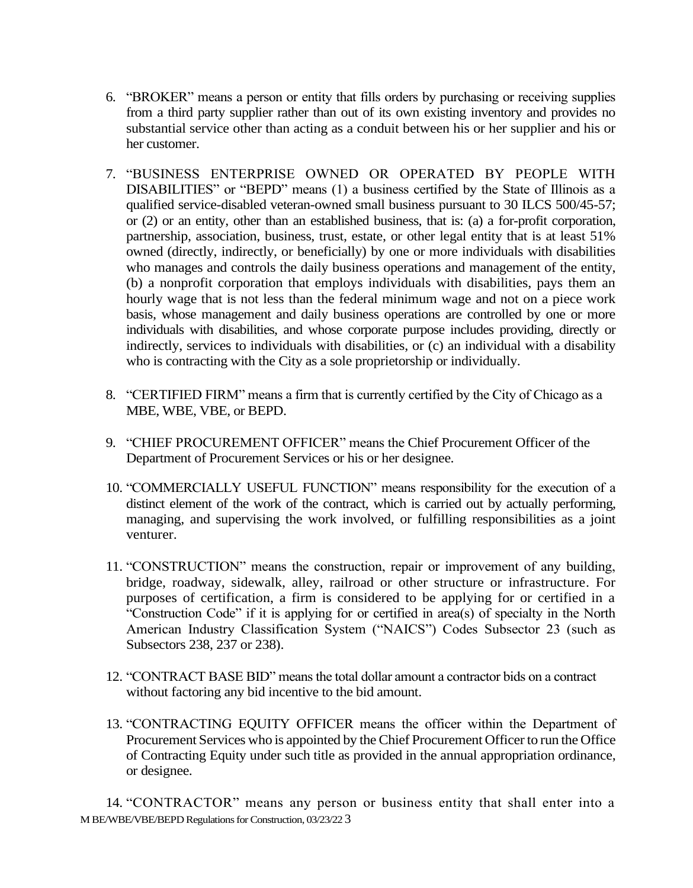6. "BROKER" means a person or entity that fills orders by purchasing or receiving supplies from a third party supplier rather than out of its own existing inventory and provides no substantial service other than acting as a conduit between his or her supplier and his or her customer.

7. "BUSINESS ENTERPRISE OWNED OR OPERATED BY PEOPLE WITH DISABILITIES" or "BEPD" means (1) a business certified by the State of Illinois as a qualified service-disabled veteran-owned small business pursuant to 30 ILCS 500/45-57; or (2) or an entity, other than an established business, that is: (a) a for-profit corporation, partnership, association, business, trust, estate, or other legal entity that is at least 51% owned (directly, indirectly, or beneficially) by one or more individuals with disabilities who manages and controls the daily business operations and management of the entity, (b) a nonprofit corporation that employs individuals with disabilities, pays them an hourly wage that is not less than the federal minimum wage and not on a piece work basis, whose management and daily business operations are controlled by one or more individuals with disabilities, and whose corporate purpose includes providing, directly or indirectly, services to individuals with disabilities, or (c) an individual with a disability who is contracting with the City as a sole proprietorship or individually.

8. "CERTIFIED FIRM" means a firm that is currently certified by the City of Chicago as a MBE, WBE, VBE, or BEPD.

9. "CHIEF PROCUREMENT OFFICER" means the Chief Procurement Officer of the Department of Procurement Services or his or her designee.

10. "COMMERCIALLY USEFUL FUNCTION" means responsibility for the execution of a distinct element of the work of the contract, which is carried out by actually performing, managing, and supervising the work involved, or fulfilling responsibilities as a joint venturer.

11. "CONSTRUCTION" means the construction, repair or improvement of any building, bridge, roadway, sidewalk, alley, railroad or other structure or infrastructure. For purposes of certification, a firm is considered to be applying for or certified in a "Construction Code" if it is applying for or certified in area(s) of specialty in the North American Industry Classification System ("NAICS") Codes Subsector 23 (such as Subsectors 238, 237 or 238).

12. "CONTRACT BASE BID" means the total dollar amount a contractor bids on a contract without factoring any bid incentive to the bid amount.

13. "CONTRACTING EQUITY OFFICER means the officer within the Department of Procurement Services who is appointed by the Chief Procurement Officer to run the Office of Contracting Equity under such title as provided in the annual appropriation ordinance, or designee.

14. "CONTRACTOR" means any person or business entity that shall enter into a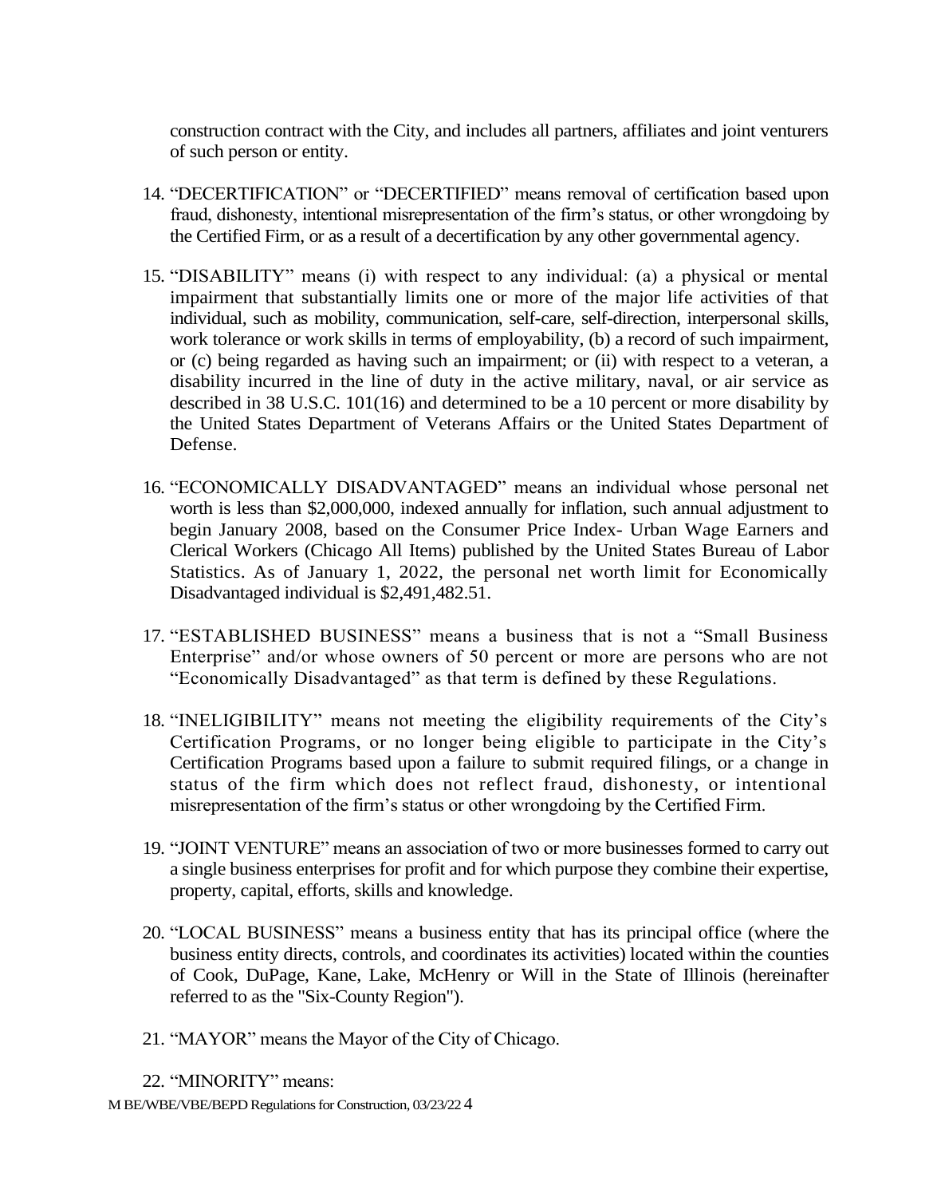construction contract with the City, and includes all partners, affiliates and joint venturers of such person or entity.

14. "DECERTIFICATION" or "DECERTIFIED" means removal of certification based upon fraud, dishonesty, intentional misrepresentation of the firm's status, or other wrongdoing by the Certified Firm, or as a result of a decertification by any other governmental agency.

15. "DISABILITY" means (i) with respect to any individual: (a) a physical or mental impairment that substantially limits one or more of the major life activities of that individual, such as mobility, communication, self-care, self-direction, interpersonal skills, work tolerance or work skills in terms of employability, (b) a record of such impairment, or (c) being regarded as having such an impairment; or (ii) with respect to a veteran, a disability incurred in the line of duty in the active military, naval, or air service as described in 38 U.S.C. 101(16) and determined to be a 10 percent or more disability by the United States Department of Veterans Affairs or the United States Department of Defense.

16. "ECONOMICALLY DISADVANTAGED" means an individual whose personal net worth is less than $2,000,000, indexed annually for inflation, such annual adjustment to begin January 2008, based on the Consumer Price Index- Urban Wage Earners and Clerical Workers (Chicago All Items) published by the United States Bureau of Labor Statistics. As of January 1, 2022, the personal net worth limit for Economically Disadvantaged individual is $2,491,482.51.

17. "ESTABLISHED BUSINESS" means a business that is not a "Small Business Enterprise" and/or whose owners of 50 percent or more are persons who are not "Economically Disadvantaged" as that term is defined by these Regulations.

18. "INELIGIBILITY" means not meeting the eligibility requirements of the City's Certification Programs, or no longer being eligible to participate in the City's Certification Programs based upon a failure to submit required filings, or a change in status of the firm which does not reflect fraud, dishonesty, or intentional misrepresentation of the firm's status or other wrongdoing by the Certified Firm.

19. "JOINT VENTURE" means an association of two or more businesses formed to carry out a single business enterprises for profit and for which purpose they combine their expertise, property, capital, efforts, skills and knowledge.

20. "LOCAL BUSINESS" means a business entity that has its principal office (where the business entity directs, controls, and coordinates its activities) located within the counties of Cook, DuPage, Kane, Lake, McHenry or Will in the State of Illinois (hereinafter referred to as the "Six-County Region").

21. "MAYOR" means the Mayor of the City of Chicago.

22. "MINORITY" means: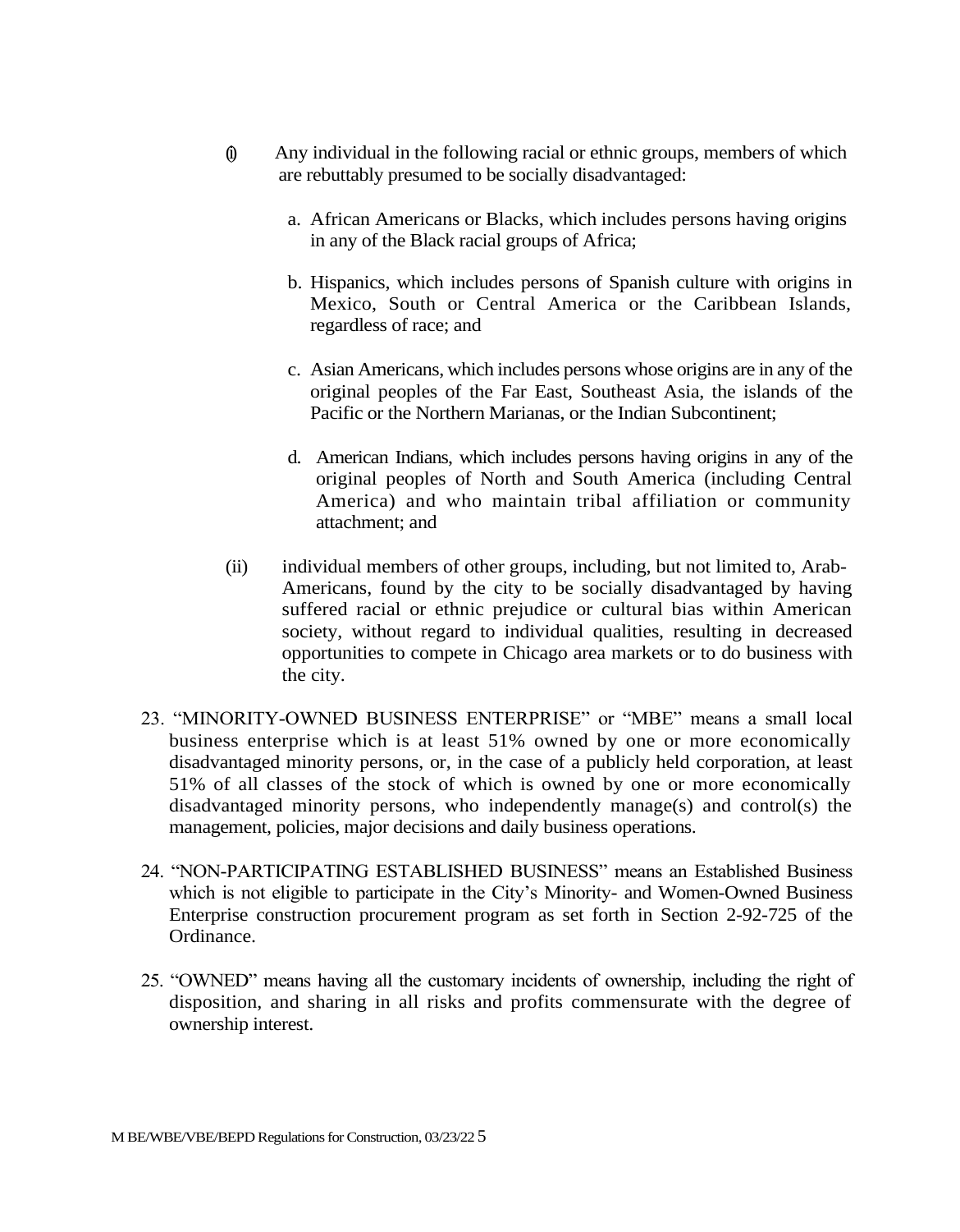(i) Any individual in the following racial or ethnic groups, members of which are rebuttably presumed to be socially disadvantaged:

   a. African Americans or Blacks, which includes persons having origins in any of the Black racial groups of Africa;

   b. Hispanics, which includes persons of Spanish culture with origins in Mexico, South or Central America or the Caribbean Islands, regardless of race; and

   c. Asian Americans, which includes persons whose origins are in any of the original peoples of the Far East, Southeast Asia, the islands of the Pacific or the Northern Marianas, or the Indian Subcontinent;

   d. American Indians, which includes persons having origins in any of the original peoples of North and South America (including Central America) and who maintain tribal affiliation or community attachment; and

(ii) individual members of other groups, including, but not limited to, Arab-Americans, found by the city to be socially disadvantaged by having suffered racial or ethnic prejudice or cultural bias within American society, without regard to individual qualities, resulting in decreased opportunities to compete in Chicago area markets or to do business with the city.

23. "MINORITY-OWNED BUSINESS ENTERPRISE" or "MBE" means a small local business enterprise which is at least 51% owned by one or more economically disadvantaged minority persons, or, in the case of a publicly held corporation, at least 51% of all classes of the stock of which is owned by one or more economically disadvantaged minority persons, who independently manage(s) and control(s) the management, policies, major decisions and daily business operations.

24. "NON-PARTICIPATING ESTABLISHED BUSINESS" means an Established Business which is not eligible to participate in the City's Minority- and Women-Owned Business Enterprise construction procurement program as set forth in Section 2-92-725 of the Ordinance.

25. "OWNED" means having all the customary incidents of ownership, including the right of disposition, and sharing in all risks and profits commensurate with the degree of ownership interest.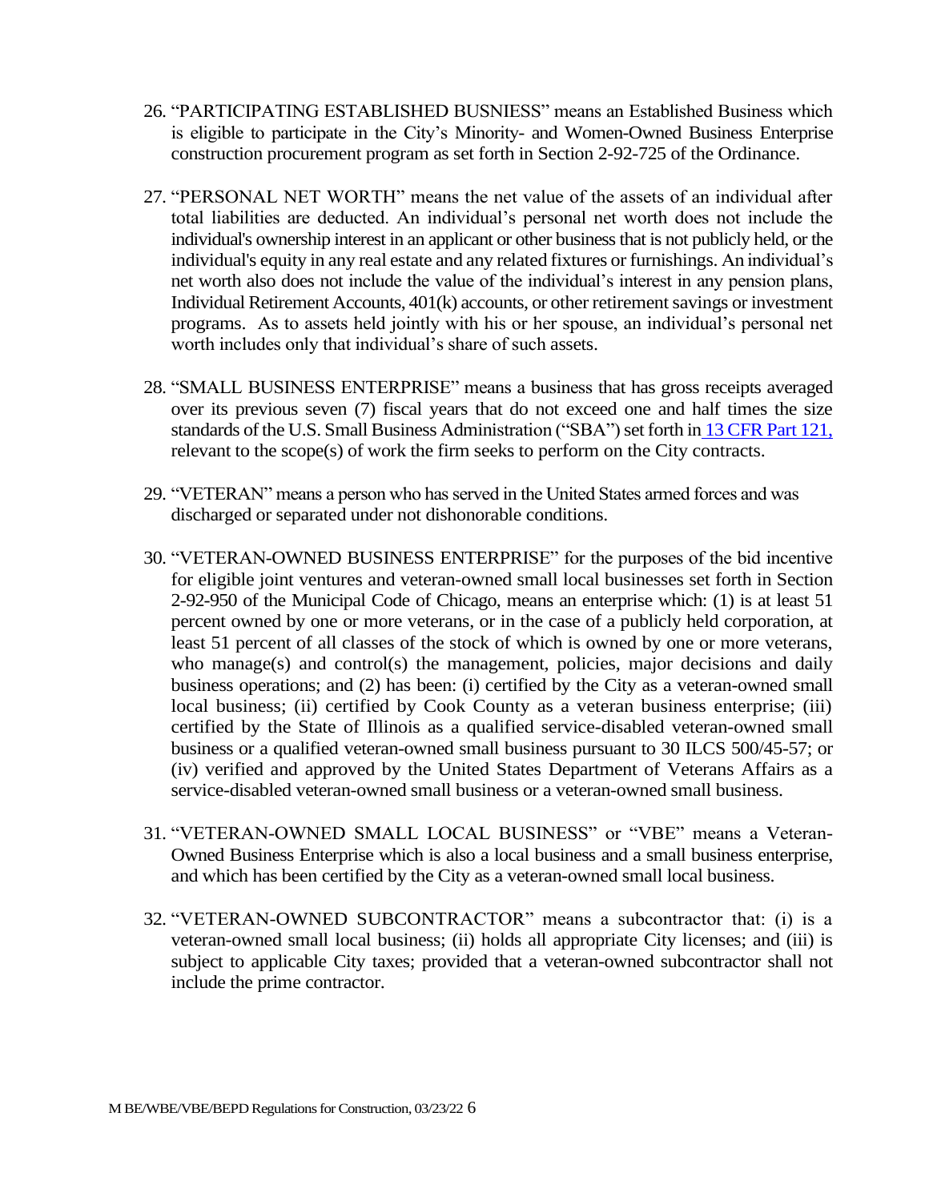26. "PARTICIPATING ESTABLISHED BUSNIESS" means an Established Business which is eligible to participate in the City's Minority- and Women-Owned Business Enterprise construction procurement program as set forth in Section 2-92-725 of the Ordinance.

27. "PERSONAL NET WORTH" means the net value of the assets of an individual after total liabilities are deducted. An individual's personal net worth does not include the individual's ownership interest in an applicant or other business that is not publicly held, or the individual's equity in any real estate and any related fixtures or furnishings. An individual's net worth also does not include the value of the individual's interest in any pension plans, Individual Retirement Accounts, 401(k) accounts, or other retirement savings or investment programs. As to assets held jointly with his or her spouse, an individual's personal net worth includes only that individual's share of such assets.

28. "SMALL BUSINESS ENTERPRISE" means a business that has gross receipts averaged over its previous seven (7) fiscal years that do not exceed one and half times the size standards of the U.S. Small Business Administration ("SBA") set forth in 13 CFR Part 121, relevant to the scope(s) of work the firm seeks to perform on the City contracts.

29. "VETERAN" means a person who has served in the United States armed forces and was discharged or separated under not dishonorable conditions.

30. "VETERAN-OWNED BUSINESS ENTERPRISE" for the purposes of the bid incentive for eligible joint ventures and veteran-owned small local businesses set forth in Section 2-92-950 of the Municipal Code of Chicago, means an enterprise which: (1) is at least 51 percent owned by one or more veterans, or in the case of a publicly held corporation, at least 51 percent of all classes of the stock of which is owned by one or more veterans, who manage(s) and control(s) the management, policies, major decisions and daily business operations; and (2) has been: (i) certified by the City as a veteran-owned small local business; (ii) certified by Cook County as a veteran business enterprise; (iii) certified by the State of Illinois as a qualified service-disabled veteran-owned small business or a qualified veteran-owned small business pursuant to 30 ILCS 500/45-57; or (iv) verified and approved by the United States Department of Veterans Affairs as a service-disabled veteran-owned small business or a veteran-owned small business.

31. "VETERAN-OWNED SMALL LOCAL BUSINESS" or "VBE" means a Veteran-Owned Business Enterprise which is also a local business and a small business enterprise, and which has been certified by the City as a veteran-owned small local business.

32. "VETERAN-OWNED SUBCONTRACTOR" means a subcontractor that: (i) is a veteran-owned small local business; (ii) holds all appropriate City licenses; and (iii) is subject to applicable City taxes; provided that a veteran-owned subcontractor shall not include the prime contractor.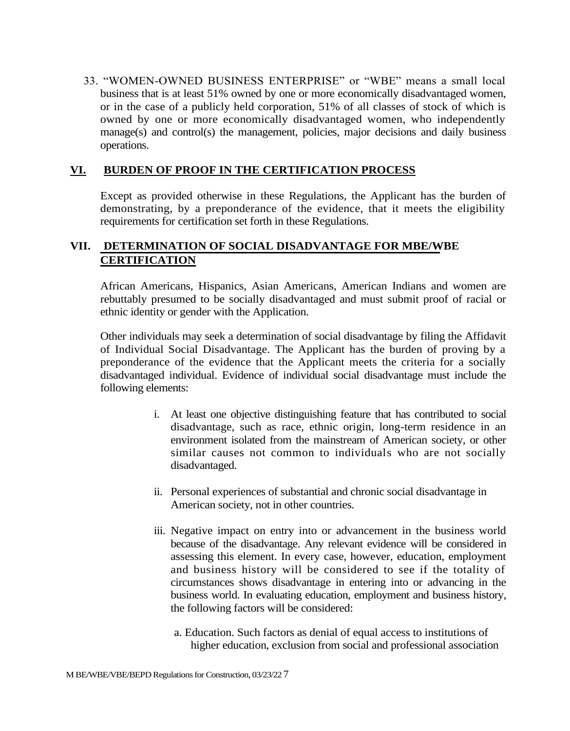33. "WOMEN-OWNED BUSINESS ENTERPRISE" or "WBE" means a small local business that is at least 51% owned by one or more economically disadvantaged women, or in the case of a publicly held corporation, 51% of all classes of stock of which is owned by one or more economically disadvantaged women, who independently manage(s) and control(s) the management, policies, major decisions and daily business operations.

## VI. BURDEN OF PROOF IN THE CERTIFICATION PROCESS

Except as provided otherwise in these Regulations, the Applicant has the burden of demonstrating, by a preponderance of the evidence, that it meets the eligibility requirements for certification set forth in these Regulations.

## VII. DETERMINATION OF SOCIAL DISADVANTAGE FOR MBE/WBE CERTIFICATION

African Americans, Hispanics, Asian Americans, American Indians and women are rebuttably presumed to be socially disadvantaged and must submit proof of racial or ethnic identity or gender with the Application.

Other individuals may seek a determination of social disadvantage by filing the Affidavit of Individual Social Disadvantage. The Applicant has the burden of proving by a preponderance of the evidence that the Applicant meets the criteria for a socially disadvantaged individual. Evidence of individual social disadvantage must include the following elements:

i. At least one objective distinguishing feature that has contributed to social disadvantage, such as race, ethnic origin, long-term residence in an environment isolated from the mainstream of American society, or other similar causes not common to individuals who are not socially disadvantaged.

ii. Personal experiences of substantial and chronic social disadvantage in American society, not in other countries.

iii. Negative impact on entry into or advancement in the business world because of the disadvantage. Any relevant evidence will be considered in assessing this element. In every case, however, education, employment and business history will be considered to see if the totality of circumstances shows disadvantage in entering into or advancing in the business world. In evaluating education, employment and business history, the following factors will be considered:

   a. Education. Such factors as denial of equal access to institutions of higher education, exclusion from social and professional association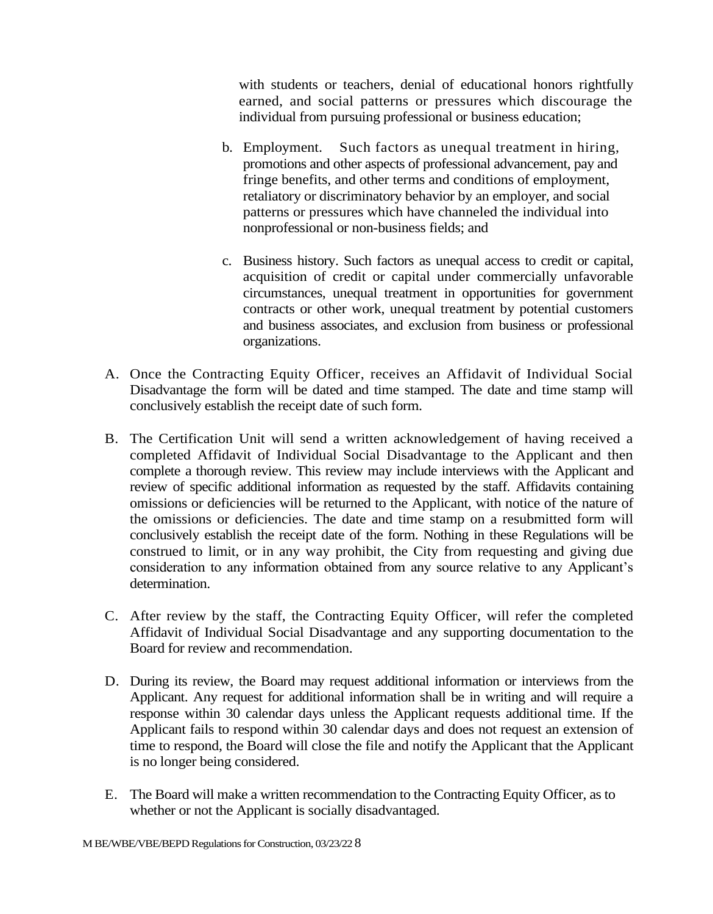with students or teachers, denial of educational honors rightfully earned, and social patterns or pressures which discourage the individual from pursuing professional or business education;

b. Employment. Such factors as unequal treatment in hiring, promotions and other aspects of professional advancement, pay and fringe benefits, and other terms and conditions of employment, retaliatory or discriminatory behavior by an employer, and social patterns or pressures which have channeled the individual into nonprofessional or non-business fields; and

c. Business history. Such factors as unequal access to credit or capital, acquisition of credit or capital under commercially unfavorable circumstances, unequal treatment in opportunities for government contracts or other work, unequal treatment by potential customers and business associates, and exclusion from business or professional organizations.

A. Once the Contracting Equity Officer, receives an Affidavit of Individual Social Disadvantage the form will be dated and time stamped. The date and time stamp will conclusively establish the receipt date of such form.

B. The Certification Unit will send a written acknowledgement of having received a completed Affidavit of Individual Social Disadvantage to the Applicant and then complete a thorough review. This review may include interviews with the Applicant and review of specific additional information as requested by the staff. Affidavits containing omissions or deficiencies will be returned to the Applicant, with notice of the nature of the omissions or deficiencies. The date and time stamp on a resubmitted form will conclusively establish the receipt date of the form. Nothing in these Regulations will be construed to limit, or in any way prohibit, the City from requesting and giving due consideration to any information obtained from any source relative to any Applicant's determination.

C. After review by the staff, the Contracting Equity Officer, will refer the completed Affidavit of Individual Social Disadvantage and any supporting documentation to the Board for review and recommendation.

D. During its review, the Board may request additional information or interviews from the Applicant. Any request for additional information shall be in writing and will require a response within 30 calendar days unless the Applicant requests additional time. If the Applicant fails to respond within 30 calendar days and does not request an extension of time to respond, the Board will close the file and notify the Applicant that the Applicant is no longer being considered.

E. The Board will make a written recommendation to the Contracting Equity Officer, as to whether or not the Applicant is socially disadvantaged.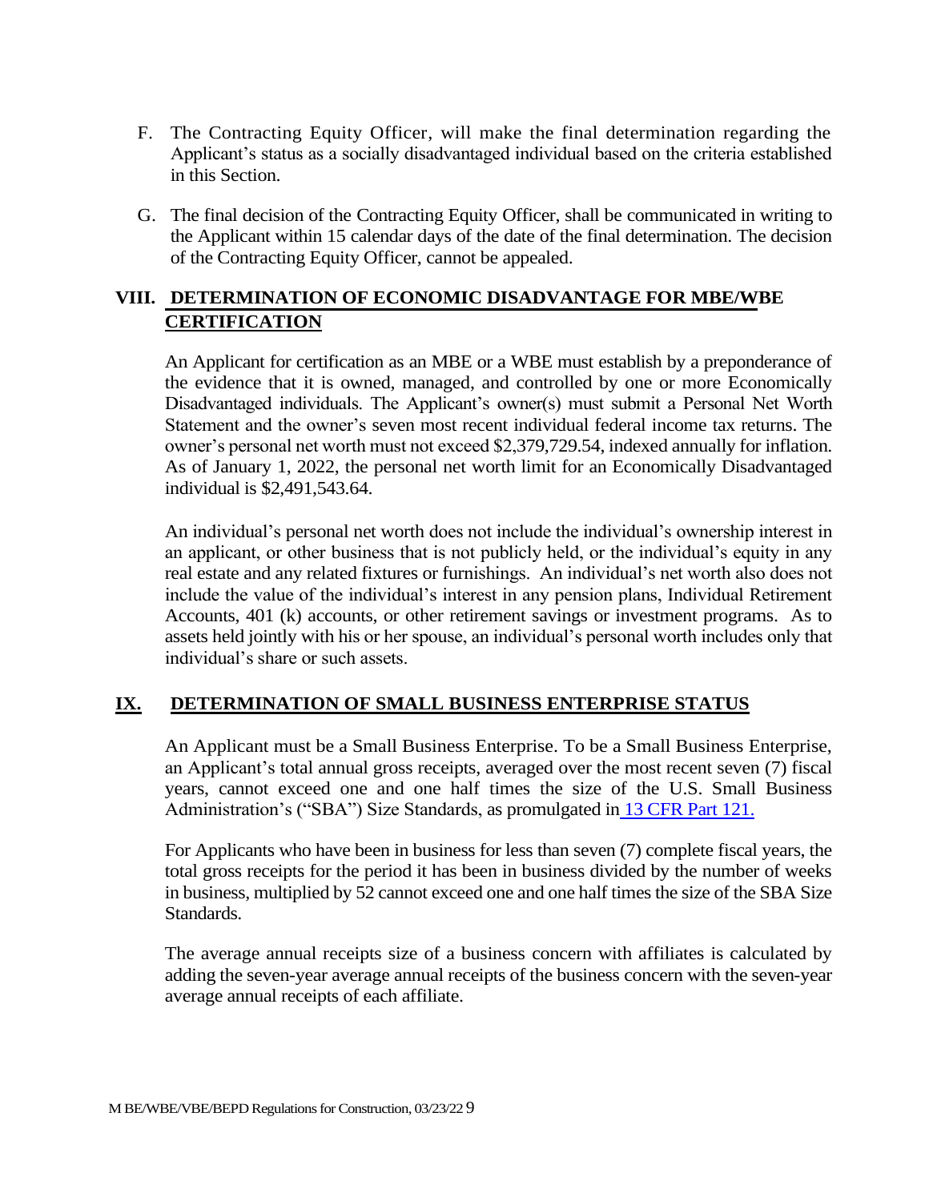F. The Contracting Equity Officer, will make the final determination regarding the Applicant's status as a socially disadvantaged individual based on the criteria established in this Section.

G. The final decision of the Contracting Equity Officer, shall be communicated in writing to the Applicant within 15 calendar days of the date of the final determination. The decision of the Contracting Equity Officer, cannot be appealed.

## VIII. DETERMINATION OF ECONOMIC DISADVANTAGE FOR MBE/WBE CERTIFICATION

An Applicant for certification as an MBE or a WBE must establish by a preponderance of the evidence that it is owned, managed, and controlled by one or more Economically Disadvantaged individuals. The Applicant's owner(s) must submit a Personal Net Worth Statement and the owner's seven most recent individual federal income tax returns. The owner's personal net worth must not exceed $2,379,729.54, indexed annually for inflation. As of January 1, 2022, the personal net worth limit for an Economically Disadvantaged individual is $2,491,543.64.

An individual's personal net worth does not include the individual's ownership interest in an applicant, or other business that is not publicly held, or the individual's equity in any real estate and any related fixtures or furnishings. An individual's net worth also does not include the value of the individual's interest in any pension plans, Individual Retirement Accounts, 401 (k) accounts, or other retirement savings or investment programs. As to assets held jointly with his or her spouse, an individual's personal worth includes only that individual's share or such assets.

## IX. DETERMINATION OF SMALL BUSINESS ENTERPRISE STATUS

An Applicant must be a Small Business Enterprise. To be a Small Business Enterprise, an Applicant's total annual gross receipts, averaged over the most recent seven (7) fiscal years, cannot exceed one and one half times the size of the U.S. Small Business Administration's ("SBA") Size Standards, as promulgated in 13 CFR Part 121.

For Applicants who have been in business for less than seven (7) complete fiscal years, the total gross receipts for the period it has been in business divided by the number of weeks in business, multiplied by 52 cannot exceed one and one half times the size of the SBA Size Standards.

The average annual receipts size of a business concern with affiliates is calculated by adding the seven-year average annual receipts of the business concern with the seven-year average annual receipts of each affiliate.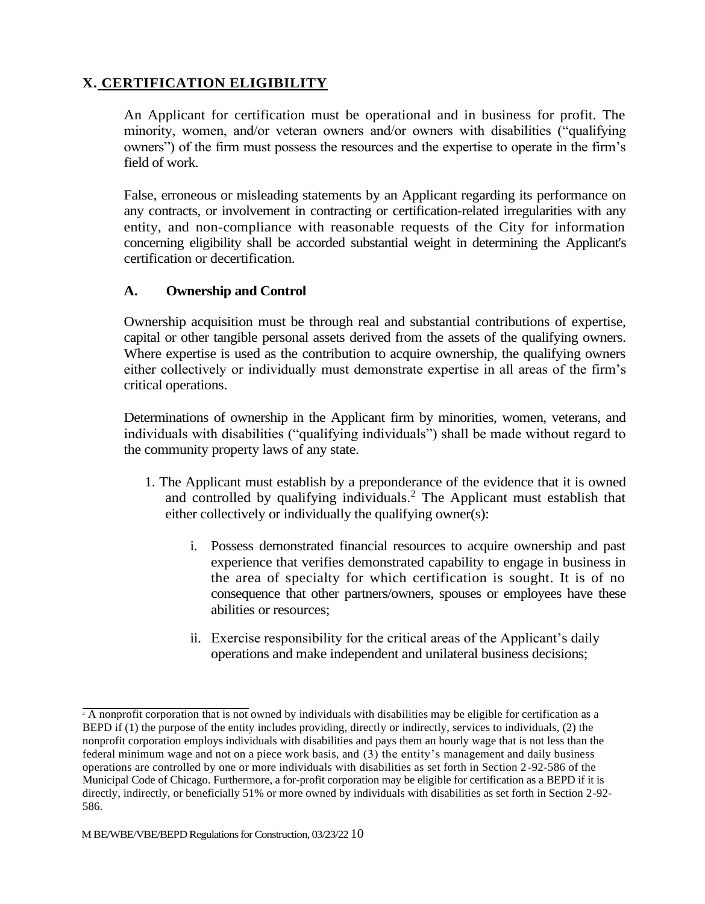## X. CERTIFICATION ELIGIBILITY

An Applicant for certification must be operational and in business for profit. The minority, women, and/or veteran owners and/or owners with disabilities ("qualifying owners") of the firm must possess the resources and the expertise to operate in the firm's field of work.

False, erroneous or misleading statements by an Applicant regarding its performance on any contracts, or involvement in contracting or certification-related irregularities with any entity, and non-compliance with reasonable requests of the City for information concerning eligibility shall be accorded substantial weight in determining the Applicant's certification or decertification.

### A. Ownership and Control

Ownership acquisition must be through real and substantial contributions of expertise, capital or other tangible personal assets derived from the assets of the qualifying owners. Where expertise is used as the contribution to acquire ownership, the qualifying owners either collectively or individually must demonstrate expertise in all areas of the firm's critical operations.

Determinations of ownership in the Applicant firm by minorities, women, veterans, and individuals with disabilities ("qualifying individuals") shall be made without regard to the community property laws of any state.

1. The Applicant must establish by a preponderance of the evidence that it is owned and controlled by qualifying individuals.[2] The Applicant must establish that either collectively or individually the qualifying owner(s):

    i. Possess demonstrated financial resources to acquire ownership and past experience that verifies demonstrated capability to engage in business in the area of specialty for which certification is sought. It is of no consequence that other partners/owners, spouses or employees have these abilities or resources;

    ii. Exercise responsibility for the critical areas of the Applicant's daily operations and make independent and unilateral business decisions;

---

[2] A nonprofit corporation that is not owned by individuals with disabilities may be eligible for certification as a BEPD if (1) the purpose of the entity includes providing, directly or indirectly, services to individuals, (2) the nonprofit corporation employs individuals with disabilities and pays them an hourly wage that is not less than the federal minimum wage and not on a piece work basis, and (3) the entity's management and daily business operations are controlled by one or more individuals with disabilities as set forth in Section 2-92-586 of the Municipal Code of Chicago. Furthermore, a for-profit corporation may be eligible for certification as a BEPD if it is directly, indirectly, or beneficially 51% or more owned by individuals with disabilities as set forth in Section 2-92-586.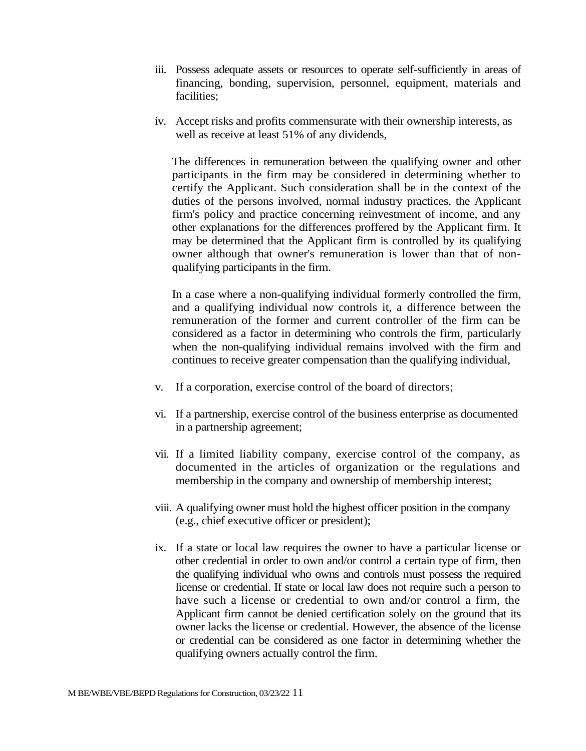iii. Possess adequate assets or resources to operate self-sufficiently in areas of financing, bonding, supervision, personnel, equipment, materials and facilities;

iv. Accept risks and profits commensurate with their ownership interests, as well as receive at least 51% of any dividends,

   The differences in remuneration between the qualifying owner and other participants in the firm may be considered in determining whether to certify the Applicant. Such consideration shall be in the context of the duties of the persons involved, normal industry practices, the Applicant firm's policy and practice concerning reinvestment of income, and any other explanations for the differences proffered by the Applicant firm. It may be determined that the Applicant firm is controlled by its qualifying owner although that owner's remuneration is lower than that of non-qualifying participants in the firm.

   In a case where a non-qualifying individual formerly controlled the firm, and a qualifying individual now controls it, a difference between the remuneration of the former and current controller of the firm can be considered as a factor in determining who controls the firm, particularly when the non-qualifying individual remains involved with the firm and continues to receive greater compensation than the qualifying individual,

v. If a corporation, exercise control of the board of directors;

vi. If a partnership, exercise control of the business enterprise as documented in a partnership agreement;

vii. If a limited liability company, exercise control of the company, as documented in the articles of organization or the regulations and membership in the company and ownership of membership interest;

viii. A qualifying owner must hold the highest officer position in the company (e.g., chief executive officer or president);

ix. If a state or local law requires the owner to have a particular license or other credential in order to own and/or control a certain type of firm, then the qualifying individual who owns and controls must possess the required license or credential. If state or local law does not require such a person to have such a license or credential to own and/or control a firm, the Applicant firm cannot be denied certification solely on the ground that its owner lacks the license or credential. However, the absence of the license or credential can be considered as one factor in determining whether the qualifying owners actually control the firm.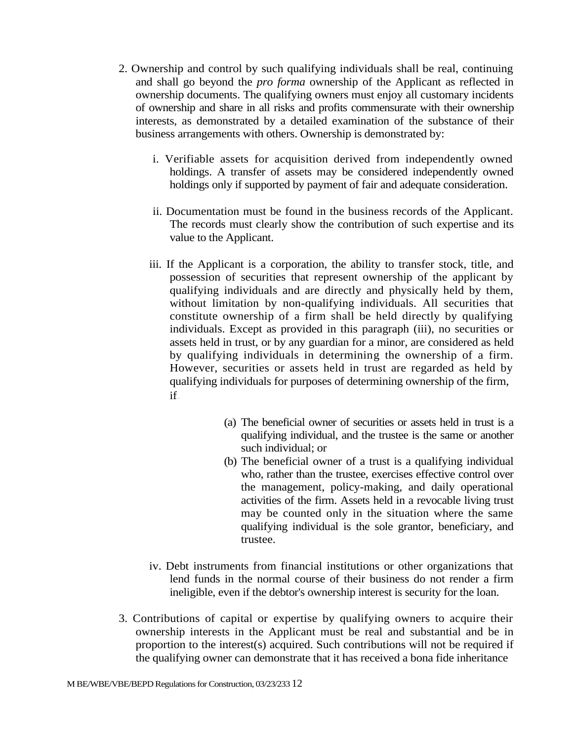2. Ownership and control by such qualifying individuals shall be real, continuing and shall go beyond the *pro forma* ownership of the Applicant as reflected in ownership documents. The qualifying owners must enjoy all customary incidents of ownership and share in all risks and profits commensurate with their ownership interests, as demonstrated by a detailed examination of the substance of their business arrangements with others. Ownership is demonstrated by:

   i. Verifiable assets for acquisition derived from independently owned holdings. A transfer of assets may be considered independently owned holdings only if supported by payment of fair and adequate consideration.

   ii. Documentation must be found in the business records of the Applicant. The records must clearly show the contribution of such expertise and its value to the Applicant.

   iii. If the Applicant is a corporation, the ability to transfer stock, title, and possession of securities that represent ownership of the applicant by qualifying individuals and are directly and physically held by them, without limitation by non-qualifying individuals. All securities that constitute ownership of a firm shall be held directly by qualifying individuals. Except as provided in this paragraph (iii), no securities or assets held in trust, or by any guardian for a minor, are considered as held by qualifying individuals in determining the ownership of a firm. However, securities or assets held in trust are regarded as held by qualifying individuals for purposes of determining ownership of the firm, if

      (a) The beneficial owner of securities or assets held in trust is a qualifying individual, and the trustee is the same or another such individual; or
      (b) The beneficial owner of a trust is a qualifying individual who, rather than the trustee, exercises effective control over the management, policy-making, and daily operational activities of the firm. Assets held in a revocable living trust may be counted only in the situation where the same qualifying individual is the sole grantor, beneficiary, and trustee.

   iv. Debt instruments from financial institutions or other organizations that lend funds in the normal course of their business do not render a firm ineligible, even if the debtor's ownership interest is security for the loan.

3. Contributions of capital or expertise by qualifying owners to acquire their ownership interests in the Applicant must be real and substantial and be in proportion to the interest(s) acquired. Such contributions will not be required if the qualifying owner can demonstrate that it has received a bona fide inheritance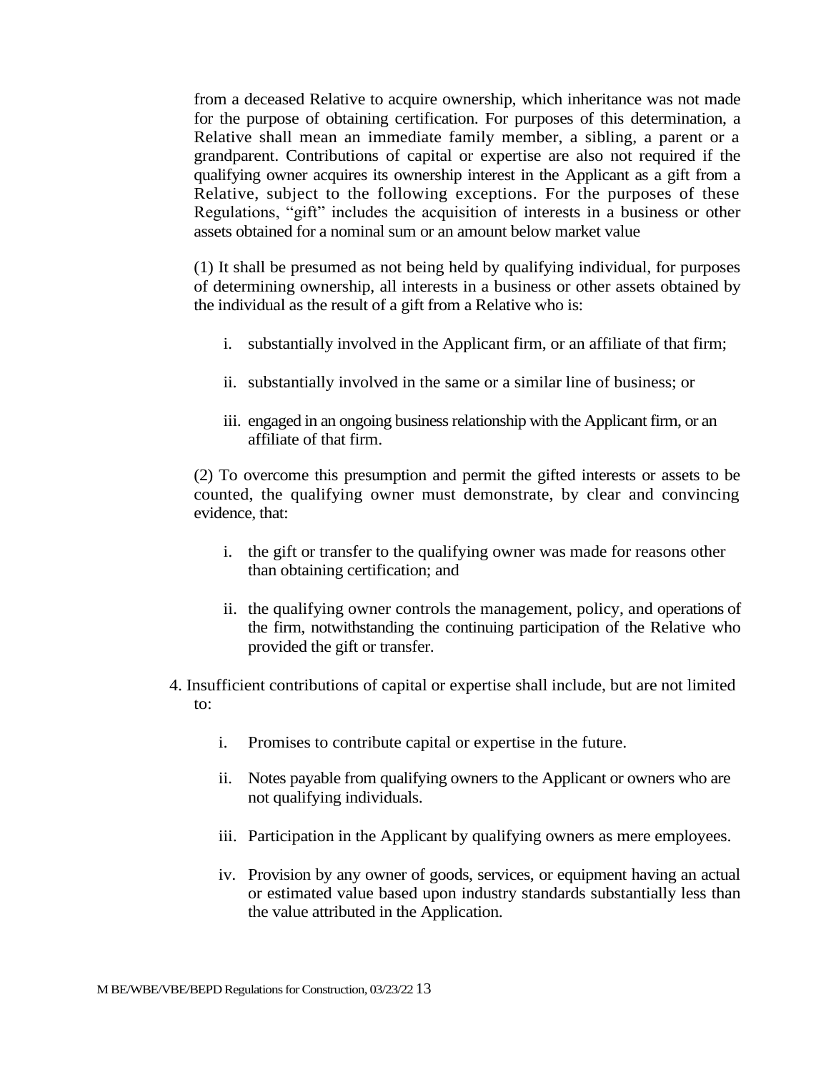from a deceased Relative to acquire ownership, which inheritance was not made for the purpose of obtaining certification. For purposes of this determination, a Relative shall mean an immediate family member, a sibling, a parent or a grandparent. Contributions of capital or expertise are also not required if the qualifying owner acquires its ownership interest in the Applicant as a gift from a Relative, subject to the following exceptions. For the purposes of these Regulations, "gift" includes the acquisition of interests in a business or other assets obtained for a nominal sum or an amount below market value

(1) It shall be presumed as not being held by qualifying individual, for purposes of determining ownership, all interests in a business or other assets obtained by the individual as the result of a gift from a Relative who is:

i. substantially involved in the Applicant firm, or an affiliate of that firm;

ii. substantially involved in the same or a similar line of business; or

iii. engaged in an ongoing business relationship with the Applicant firm, or an affiliate of that firm.

(2) To overcome this presumption and permit the gifted interests or assets to be counted, the qualifying owner must demonstrate, by clear and convincing evidence, that:

i. the gift or transfer to the qualifying owner was made for reasons other than obtaining certification; and

ii. the qualifying owner controls the management, policy, and operations of the firm, notwithstanding the continuing participation of the Relative who provided the gift or transfer.

4. Insufficient contributions of capital or expertise shall include, but are not limited to:

i. Promises to contribute capital or expertise in the future.

ii. Notes payable from qualifying owners to the Applicant or owners who are not qualifying individuals.

iii. Participation in the Applicant by qualifying owners as mere employees.

iv. Provision by any owner of goods, services, or equipment having an actual or estimated value based upon industry standards substantially less than the value attributed in the Application.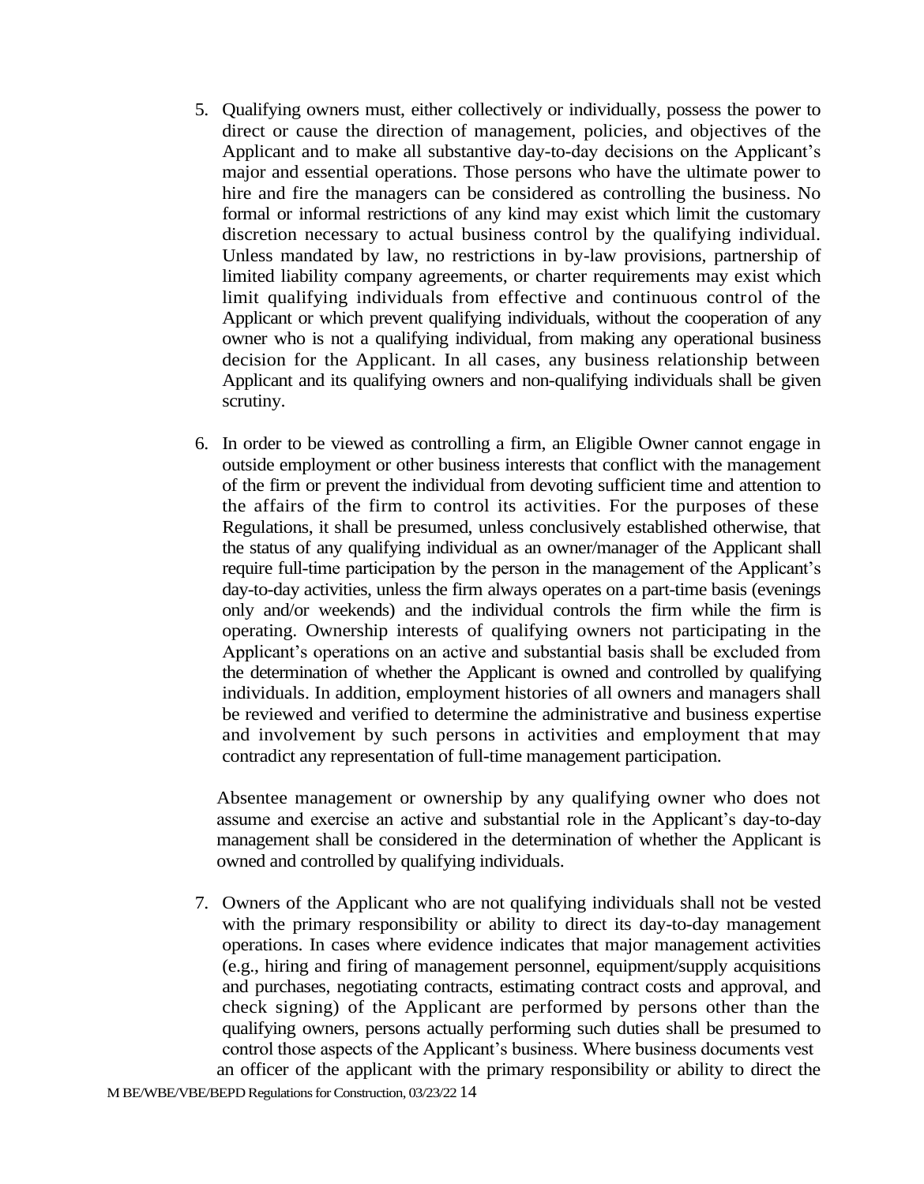5. Qualifying owners must, either collectively or individually, possess the power to direct or cause the direction of management, policies, and objectives of the Applicant and to make all substantive day-to-day decisions on the Applicant's major and essential operations. Those persons who have the ultimate power to hire and fire the managers can be considered as controlling the business. No formal or informal restrictions of any kind may exist which limit the customary discretion necessary to actual business control by the qualifying individual. Unless mandated by law, no restrictions in by-law provisions, partnership of limited liability company agreements, or charter requirements may exist which limit qualifying individuals from effective and continuous control of the Applicant or which prevent qualifying individuals, without the cooperation of any owner who is not a qualifying individual, from making any operational business decision for the Applicant. In all cases, any business relationship between Applicant and its qualifying owners and non-qualifying individuals shall be given scrutiny.

6. In order to be viewed as controlling a firm, an Eligible Owner cannot engage in outside employment or other business interests that conflict with the management of the firm or prevent the individual from devoting sufficient time and attention to the affairs of the firm to control its activities. For the purposes of these Regulations, it shall be presumed, unless conclusively established otherwise, that the status of any qualifying individual as an owner/manager of the Applicant shall require full-time participation by the person in the management of the Applicant's day-to-day activities, unless the firm always operates on a part-time basis (evenings only and/or weekends) and the individual controls the firm while the firm is operating. Ownership interests of qualifying owners not participating in the Applicant's operations on an active and substantial basis shall be excluded from the determination of whether the Applicant is owned and controlled by qualifying individuals. In addition, employment histories of all owners and managers shall be reviewed and verified to determine the administrative and business expertise and involvement by such persons in activities and employment that may contradict any representation of full-time management participation.

   Absentee management or ownership by any qualifying owner who does not assume and exercise an active and substantial role in the Applicant's day-to-day management shall be considered in the determination of whether the Applicant is owned and controlled by qualifying individuals.

7. Owners of the Applicant who are not qualifying individuals shall not be vested with the primary responsibility or ability to direct its day-to-day management operations. In cases where evidence indicates that major management activities (e.g., hiring and firing of management personnel, equipment/supply acquisitions and purchases, negotiating contracts, estimating contract costs and approval, and check signing) of the Applicant are performed by persons other than the qualifying owners, persons actually performing such duties shall be presumed to control those aspects of the Applicant's business. Where business documents vest an officer of the applicant with the primary responsibility or ability to direct the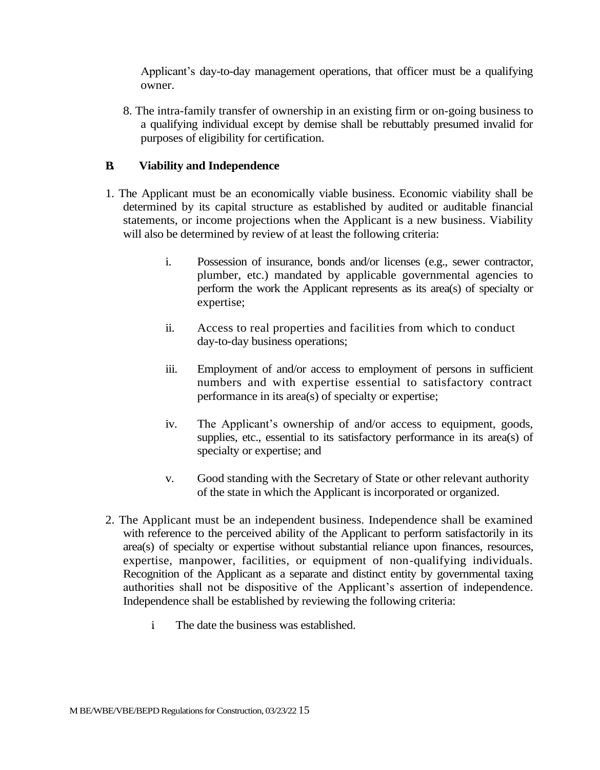Applicant's day-to-day management operations, that officer must be a qualifying owner.

8. The intra-family transfer of ownership in an existing firm or on-going business to a qualifying individual except by demise shall be rebuttably presumed invalid for purposes of eligibility for certification.

### B. Viability and Independence

1. The Applicant must be an economically viable business. Economic viability shall be determined by its capital structure as established by audited or auditable financial statements, or income projections when the Applicant is a new business. Viability will also be determined by review of at least the following criteria:

    i. Possession of insurance, bonds and/or licenses (e.g., sewer contractor, plumber, etc.) mandated by applicable governmental agencies to perform the work the Applicant represents as its area(s) of specialty or expertise;

    ii. Access to real properties and facilities from which to conduct day-to-day business operations;

    iii. Employment of and/or access to employment of persons in sufficient numbers and with expertise essential to satisfactory contract performance in its area(s) of specialty or expertise;

    iv. The Applicant's ownership of and/or access to equipment, goods, supplies, etc., essential to its satisfactory performance in its area(s) of specialty or expertise; and

    v. Good standing with the Secretary of State or other relevant authority of the state in which the Applicant is incorporated or organized.

2. The Applicant must be an independent business. Independence shall be examined with reference to the perceived ability of the Applicant to perform satisfactorily in its area(s) of specialty or expertise without substantial reliance upon finances, resources, expertise, manpower, facilities, or equipment of non-qualifying individuals. Recognition of the Applicant as a separate and distinct entity by governmental taxing authorities shall not be dispositive of the Applicant's assertion of independence. Independence shall be established by reviewing the following criteria:

    i The date the business was established.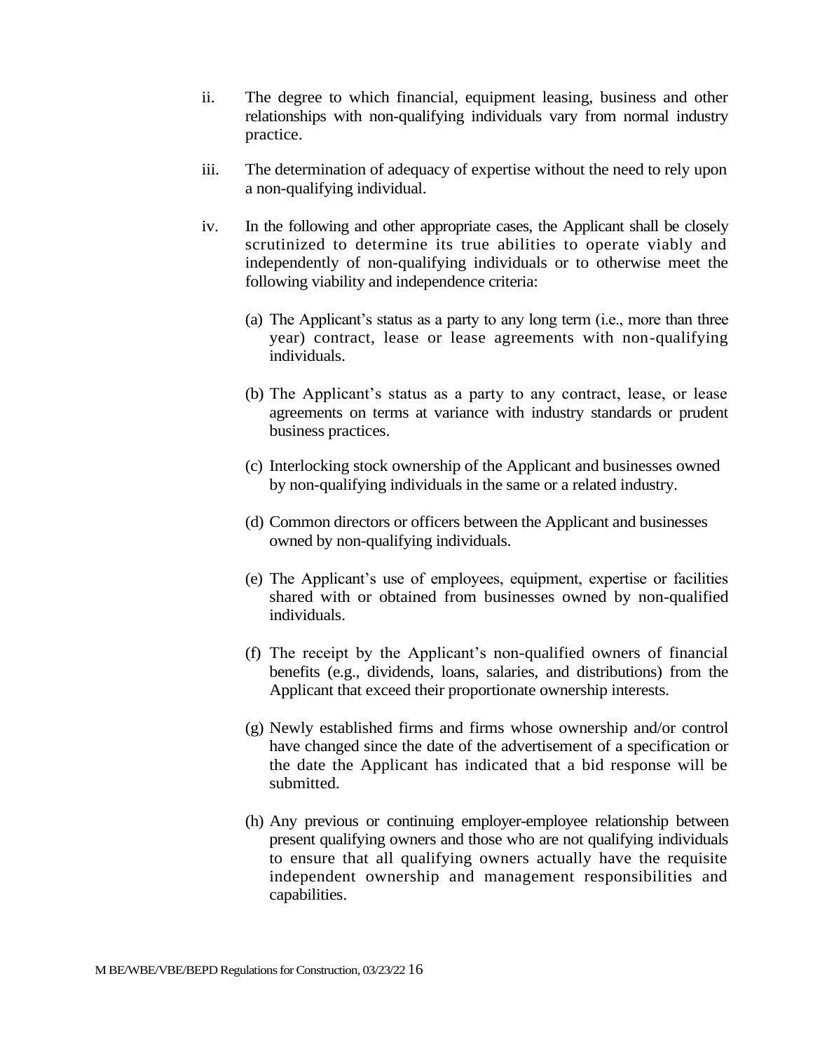ii. The degree to which financial, equipment leasing, business and other relationships with non-qualifying individuals vary from normal industry practice.

iii. The determination of adequacy of expertise without the need to rely upon a non-qualifying individual.

iv. In the following and other appropriate cases, the Applicant shall be closely scrutinized to determine its true abilities to operate viably and independently of non-qualifying individuals or to otherwise meet the following viability and independence criteria:

(a) The Applicant's status as a party to any long term (i.e., more than three year) contract, lease or lease agreements with non-qualifying individuals.

(b) The Applicant's status as a party to any contract, lease, or lease agreements on terms at variance with industry standards or prudent business practices.

(c) Interlocking stock ownership of the Applicant and businesses owned by non-qualifying individuals in the same or a related industry.

(d) Common directors or officers between the Applicant and businesses owned by non-qualifying individuals.

(e) The Applicant's use of employees, equipment, expertise or facilities shared with or obtained from businesses owned by non-qualified individuals.

(f) The receipt by the Applicant's non-qualified owners of financial benefits (e.g., dividends, loans, salaries, and distributions) from the Applicant that exceed their proportionate ownership interests.

(g) Newly established firms and firms whose ownership and/or control have changed since the date of the advertisement of a specification or the date the Applicant has indicated that a bid response will be submitted.

(h) Any previous or continuing employer-employee relationship between present qualifying owners and those who are not qualifying individuals to ensure that all qualifying owners actually have the requisite independent ownership and management responsibilities and capabilities.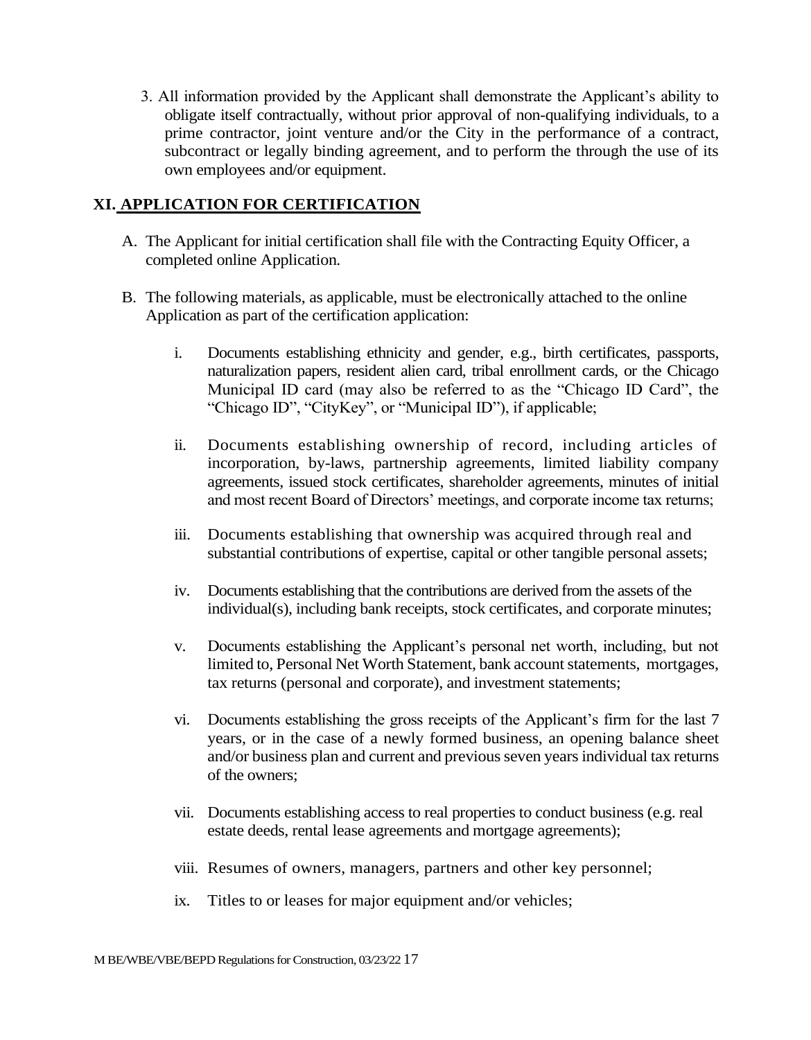3. All information provided by the Applicant shall demonstrate the Applicant's ability to obligate itself contractually, without prior approval of non-qualifying individuals, to a prime contractor, joint venture and/or the City in the performance of a contract, subcontract or legally binding agreement, and to perform the through the use of its own employees and/or equipment.

## XI. APPLICATION FOR CERTIFICATION

A. The Applicant for initial certification shall file with the Contracting Equity Officer, a completed online Application.

B. The following materials, as applicable, must be electronically attached to the online Application as part of the certification application:

  i. Documents establishing ethnicity and gender, e.g., birth certificates, passports, naturalization papers, resident alien card, tribal enrollment cards, or the Chicago Municipal ID card (may also be referred to as the "Chicago ID Card", the "Chicago ID", "CityKey", or "Municipal ID"), if applicable;

  ii. Documents establishing ownership of record, including articles of incorporation, by-laws, partnership agreements, limited liability company agreements, issued stock certificates, shareholder agreements, minutes of initial and most recent Board of Directors' meetings, and corporate income tax returns;

  iii. Documents establishing that ownership was acquired through real and substantial contributions of expertise, capital or other tangible personal assets;

  iv. Documents establishing that the contributions are derived from the assets of the individual(s), including bank receipts, stock certificates, and corporate minutes;

  v. Documents establishing the Applicant's personal net worth, including, but not limited to, Personal Net Worth Statement, bank account statements, mortgages, tax returns (personal and corporate), and investment statements;

  vi. Documents establishing the gross receipts of the Applicant's firm for the last 7 years, or in the case of a newly formed business, an opening balance sheet and/or business plan and current and previous seven years individual tax returns of the owners;

  vii. Documents establishing access to real properties to conduct business (e.g. real estate deeds, rental lease agreements and mortgage agreements);

  viii. Resumes of owners, managers, partners and other key personnel;

  ix. Titles to or leases for major equipment and/or vehicles;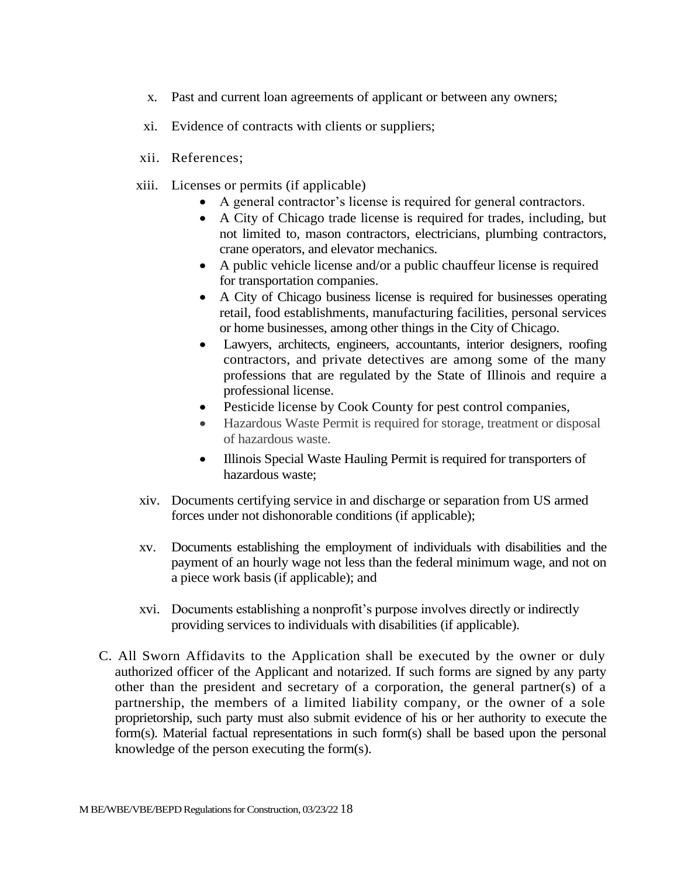x. Past and current loan agreements of applicant or between any owners;

xi. Evidence of contracts with clients or suppliers;

xii. References;

xiii. Licenses or permits (if applicable)
  - A general contractor's license is required for general contractors.
  - A City of Chicago trade license is required for trades, including, but not limited to, mason contractors, electricians, plumbing contractors, crane operators, and elevator mechanics.
  - A public vehicle license and/or a public chauffeur license is required for transportation companies.
  - A City of Chicago business license is required for businesses operating retail, food establishments, manufacturing facilities, personal services or home businesses, among other things in the City of Chicago.
  - Lawyers, architects, engineers, accountants, interior designers, roofing contractors, and private detectives are among some of the many professions that are regulated by the State of Illinois and require a professional license.
  - Pesticide license by Cook County for pest control companies,
  - Hazardous Waste Permit is required for storage, treatment or disposal of hazardous waste.
  - Illinois Special Waste Hauling Permit is required for transporters of hazardous waste;

xiv. Documents certifying service in and discharge or separation from US armed forces under not dishonorable conditions (if applicable);

xv. Documents establishing the employment of individuals with disabilities and the payment of an hourly wage not less than the federal minimum wage, and not on a piece work basis (if applicable); and

xvi. Documents establishing a nonprofit's purpose involves directly or indirectly providing services to individuals with disabilities (if applicable).

C. All Sworn Affidavits to the Application shall be executed by the owner or duly authorized officer of the Applicant and notarized. If such forms are signed by any party other than the president and secretary of a corporation, the general partner(s) of a partnership, the members of a limited liability company, or the owner of a sole proprietorship, such party must also submit evidence of his or her authority to execute the form(s). Material factual representations in such form(s) shall be based upon the personal knowledge of the person executing the form(s).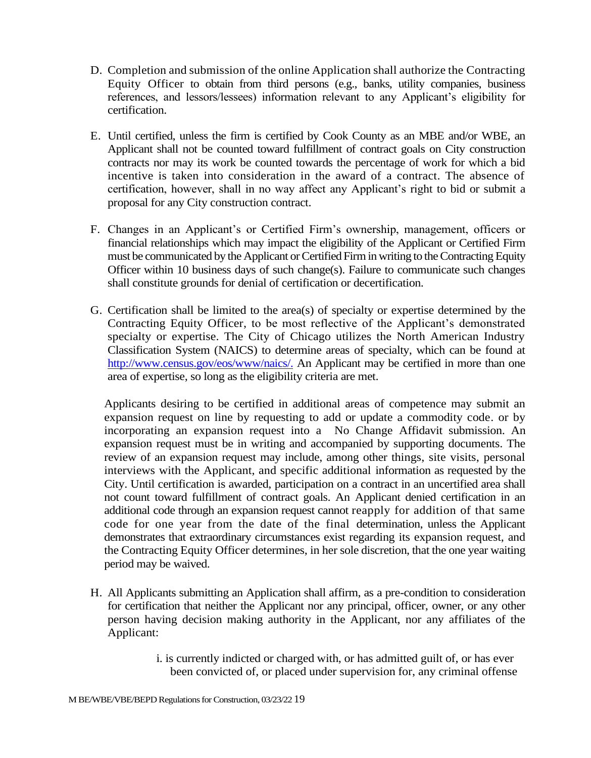D. Completion and submission of the online Application shall authorize the Contracting Equity Officer to obtain from third persons (e.g., banks, utility companies, business references, and lessors/lessees) information relevant to any Applicant's eligibility for certification.

E. Until certified, unless the firm is certified by Cook County as an MBE and/or WBE, an Applicant shall not be counted toward fulfillment of contract goals on City construction contracts nor may its work be counted towards the percentage of work for which a bid incentive is taken into consideration in the award of a contract. The absence of certification, however, shall in no way affect any Applicant's right to bid or submit a proposal for any City construction contract.

F. Changes in an Applicant's or Certified Firm's ownership, management, officers or financial relationships which may impact the eligibility of the Applicant or Certified Firm must be communicated by the Applicant or Certified Firm in writing to the Contracting Equity Officer within 10 business days of such change(s). Failure to communicate such changes shall constitute grounds for denial of certification or decertification.

G. Certification shall be limited to the area(s) of specialty or expertise determined by the Contracting Equity Officer, to be most reflective of the Applicant's demonstrated specialty or expertise. The City of Chicago utilizes the North American Industry Classification System (NAICS) to determine areas of specialty, which can be found at [http://www.census.gov/eos/www/naics/.](http://www.census.gov/eos/www/naics/) An Applicant may be certified in more than one area of expertise, so long as the eligibility criteria are met.

   Applicants desiring to be certified in additional areas of competence may submit an expansion request on line by requesting to add or update a commodity code. or by incorporating an expansion request into a No Change Affidavit submission. An expansion request must be in writing and accompanied by supporting documents. The review of an expansion request may include, among other things, site visits, personal interviews with the Applicant, and specific additional information as requested by the City. Until certification is awarded, participation on a contract in an uncertified area shall not count toward fulfillment of contract goals. An Applicant denied certification in an additional code through an expansion request cannot reapply for addition of that same code for one year from the date of the final determination, unless the Applicant demonstrates that extraordinary circumstances exist regarding its expansion request, and the Contracting Equity Officer determines, in her sole discretion, that the one year waiting period may be waived.

H. All Applicants submitting an Application shall affirm, as a pre-condition to consideration for certification that neither the Applicant nor any principal, officer, owner, or any other person having decision making authority in the Applicant, nor any affiliates of the Applicant:

   i. is currently indicted or charged with, or has admitted guilt of, or has ever been convicted of, or placed under supervision for, any criminal offense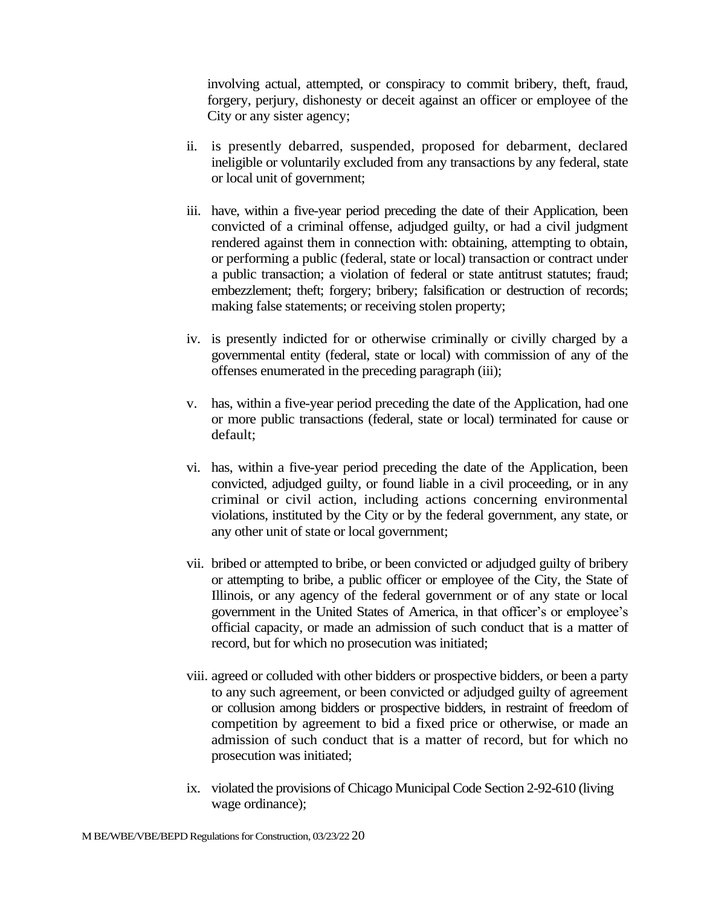involving actual, attempted, or conspiracy to commit bribery, theft, fraud, forgery, perjury, dishonesty or deceit against an officer or employee of the City or any sister agency;

ii. is presently debarred, suspended, proposed for debarment, declared ineligible or voluntarily excluded from any transactions by any federal, state or local unit of government;

iii. have, within a five-year period preceding the date of their Application, been convicted of a criminal offense, adjudged guilty, or had a civil judgment rendered against them in connection with: obtaining, attempting to obtain, or performing a public (federal, state or local) transaction or contract under a public transaction; a violation of federal or state antitrust statutes; fraud; embezzlement; theft; forgery; bribery; falsification or destruction of records; making false statements; or receiving stolen property;

iv. is presently indicted for or otherwise criminally or civilly charged by a governmental entity (federal, state or local) with commission of any of the offenses enumerated in the preceding paragraph (iii);

v. has, within a five-year period preceding the date of the Application, had one or more public transactions (federal, state or local) terminated for cause or default;

vi. has, within a five-year period preceding the date of the Application, been convicted, adjudged guilty, or found liable in a civil proceeding, or in any criminal or civil action, including actions concerning environmental violations, instituted by the City or by the federal government, any state, or any other unit of state or local government;

vii. bribed or attempted to bribe, or been convicted or adjudged guilty of bribery or attempting to bribe, a public officer or employee of the City, the State of Illinois, or any agency of the federal government or of any state or local government in the United States of America, in that officer's or employee's official capacity, or made an admission of such conduct that is a matter of record, but for which no prosecution was initiated;

viii. agreed or colluded with other bidders or prospective bidders, or been a party to any such agreement, or been convicted or adjudged guilty of agreement or collusion among bidders or prospective bidders, in restraint of freedom of competition by agreement to bid a fixed price or otherwise, or made an admission of such conduct that is a matter of record, but for which no prosecution was initiated;

ix. violated the provisions of Chicago Municipal Code Section 2-92-610 (living wage ordinance);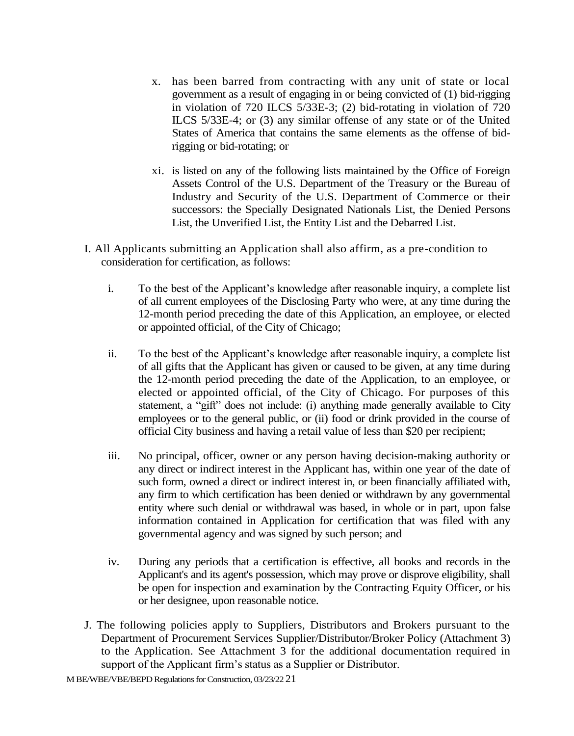x. has been barred from contracting with any unit of state or local government as a result of engaging in or being convicted of (1) bid-rigging in violation of 720 ILCS 5/33E-3; (2) bid-rotating in violation of 720 ILCS 5/33E-4; or (3) any similar offense of any state or of the United States of America that contains the same elements as the offense of bid-rigging or bid-rotating; or

xi. is listed on any of the following lists maintained by the Office of Foreign Assets Control of the U.S. Department of the Treasury or the Bureau of Industry and Security of the U.S. Department of Commerce or their successors: the Specially Designated Nationals List, the Denied Persons List, the Unverified List, the Entity List and the Debarred List.

I. All Applicants submitting an Application shall also affirm, as a pre-condition to consideration for certification, as follows:

i. To the best of the Applicant's knowledge after reasonable inquiry, a complete list of all current employees of the Disclosing Party who were, at any time during the 12-month period preceding the date of this Application, an employee, or elected or appointed official, of the City of Chicago;

ii. To the best of the Applicant's knowledge after reasonable inquiry, a complete list of all gifts that the Applicant has given or caused to be given, at any time during the 12-month period preceding the date of the Application, to an employee, or elected or appointed official, of the City of Chicago. For purposes of this statement, a "gift" does not include: (i) anything made generally available to City employees or to the general public, or (ii) food or drink provided in the course of official City business and having a retail value of less than $20 per recipient;

iii. No principal, officer, owner or any person having decision-making authority or any direct or indirect interest in the Applicant has, within one year of the date of such form, owned a direct or indirect interest in, or been financially affiliated with, any firm to which certification has been denied or withdrawn by any governmental entity where such denial or withdrawal was based, in whole or in part, upon false information contained in Application for certification that was filed with any governmental agency and was signed by such person; and

iv. During any periods that a certification is effective, all books and records in the Applicant's and its agent's possession, which may prove or disprove eligibility, shall be open for inspection and examination by the Contracting Equity Officer, or his or her designee, upon reasonable notice.

J. The following policies apply to Suppliers, Distributors and Brokers pursuant to the Department of Procurement Services Supplier/Distributor/Broker Policy (Attachment 3) to the Application. See Attachment 3 for the additional documentation required in support of the Applicant firm's status as a Supplier or Distributor.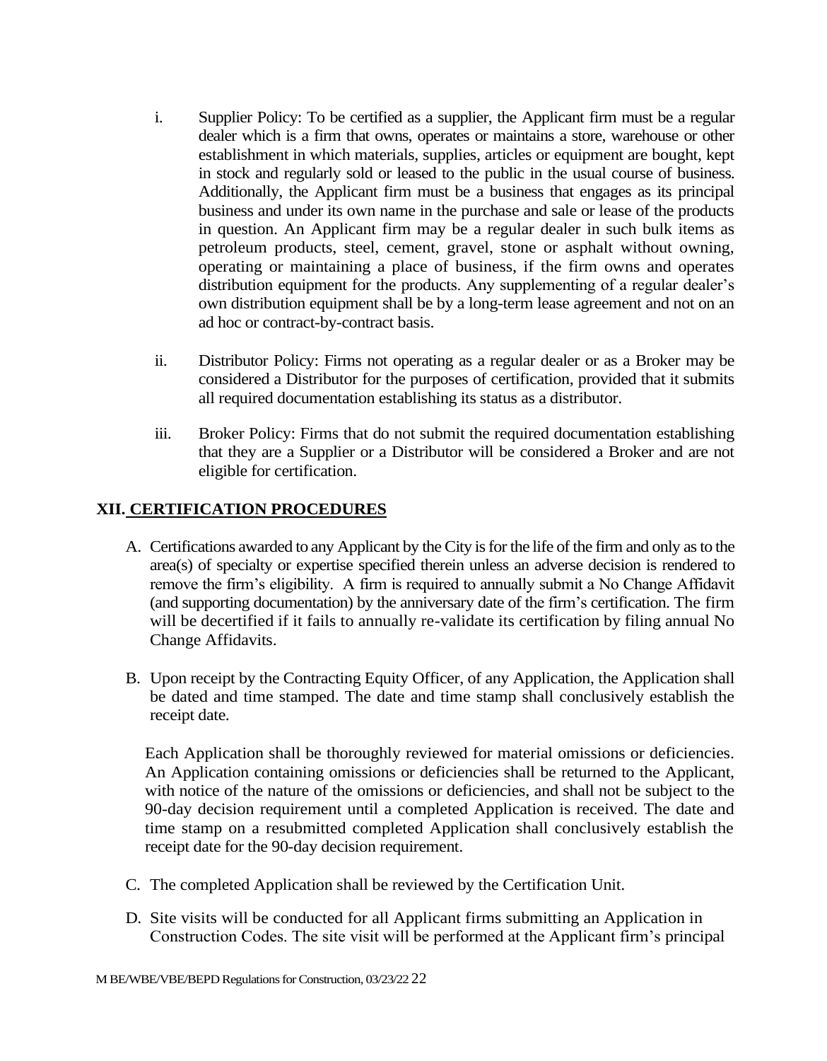i. Supplier Policy: To be certified as a supplier, the Applicant firm must be a regular dealer which is a firm that owns, operates or maintains a store, warehouse or other establishment in which materials, supplies, articles or equipment are bought, kept in stock and regularly sold or leased to the public in the usual course of business. Additionally, the Applicant firm must be a business that engages as its principal business and under its own name in the purchase and sale or lease of the products in question. An Applicant firm may be a regular dealer in such bulk items as petroleum products, steel, cement, gravel, stone or asphalt without owning, operating or maintaining a place of business, if the firm owns and operates distribution equipment for the products. Any supplementing of a regular dealer's own distribution equipment shall be by a long-term lease agreement and not on an ad hoc or contract-by-contract basis.

ii. Distributor Policy: Firms not operating as a regular dealer or as a Broker may be considered a Distributor for the purposes of certification, provided that it submits all required documentation establishing its status as a distributor.

iii. Broker Policy: Firms that do not submit the required documentation establishing that they are a Supplier or a Distributor will be considered a Broker and are not eligible for certification.

## XII. CERTIFICATION PROCEDURES

A. Certifications awarded to any Applicant by the City is for the life of the firm and only as to the area(s) of specialty or expertise specified therein unless an adverse decision is rendered to remove the firm's eligibility. A firm is required to annually submit a No Change Affidavit (and supporting documentation) by the anniversary date of the firm's certification. The firm will be decertified if it fails to annually re-validate its certification by filing annual No Change Affidavits.

B. Upon receipt by the Contracting Equity Officer, of any Application, the Application shall be dated and time stamped. The date and time stamp shall conclusively establish the receipt date.

Each Application shall be thoroughly reviewed for material omissions or deficiencies. An Application containing omissions or deficiencies shall be returned to the Applicant, with notice of the nature of the omissions or deficiencies, and shall not be subject to the 90-day decision requirement until a completed Application is received. The date and time stamp on a resubmitted completed Application shall conclusively establish the receipt date for the 90-day decision requirement.

C. The completed Application shall be reviewed by the Certification Unit.

D. Site visits will be conducted for all Applicant firms submitting an Application in Construction Codes. The site visit will be performed at the Applicant firm's principal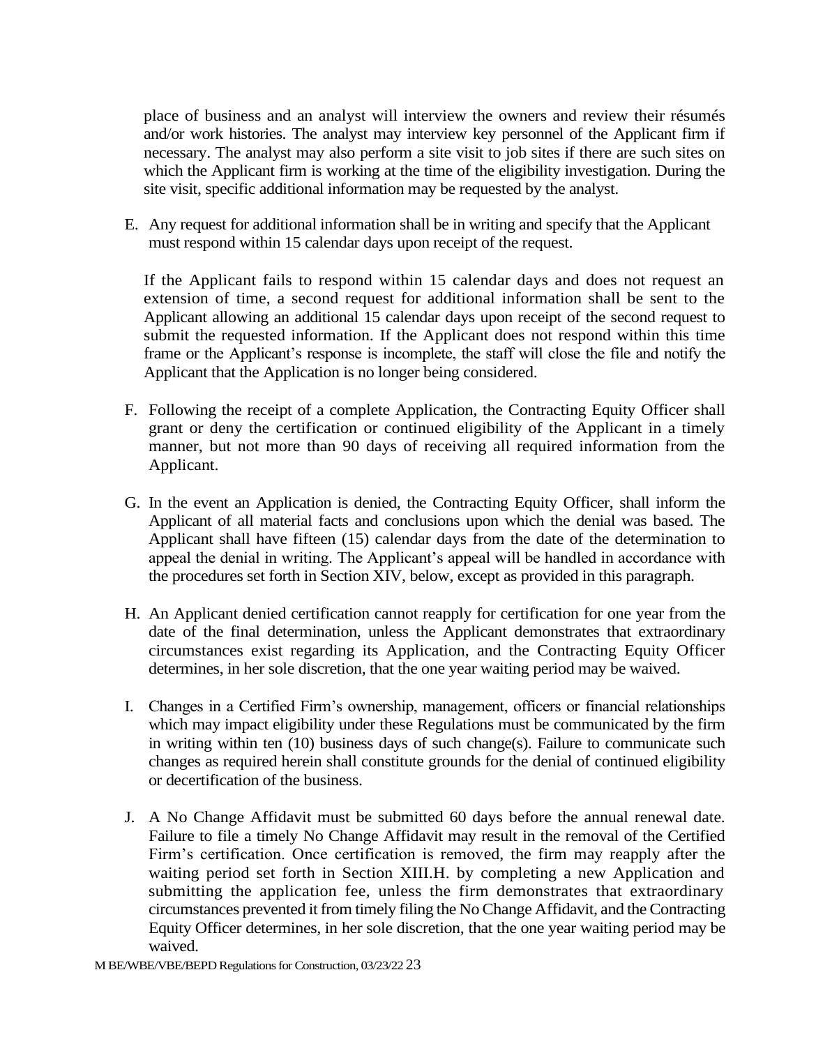place of business and an analyst will interview the owners and review their résumés and/or work histories. The analyst may interview key personnel of the Applicant firm if necessary. The analyst may also perform a site visit to job sites if there are such sites on which the Applicant firm is working at the time of the eligibility investigation. During the site visit, specific additional information may be requested by the analyst.

E. Any request for additional information shall be in writing and specify that the Applicant must respond within 15 calendar days upon receipt of the request.

   If the Applicant fails to respond within 15 calendar days and does not request an extension of time, a second request for additional information shall be sent to the Applicant allowing an additional 15 calendar days upon receipt of the second request to submit the requested information. If the Applicant does not respond within this time frame or the Applicant's response is incomplete, the staff will close the file and notify the Applicant that the Application is no longer being considered.

F. Following the receipt of a complete Application, the Contracting Equity Officer shall grant or deny the certification or continued eligibility of the Applicant in a timely manner, but not more than 90 days of receiving all required information from the Applicant.

G. In the event an Application is denied, the Contracting Equity Officer, shall inform the Applicant of all material facts and conclusions upon which the denial was based. The Applicant shall have fifteen (15) calendar days from the date of the determination to appeal the denial in writing. The Applicant's appeal will be handled in accordance with the procedures set forth in Section XIV, below, except as provided in this paragraph.

H. An Applicant denied certification cannot reapply for certification for one year from the date of the final determination, unless the Applicant demonstrates that extraordinary circumstances exist regarding its Application, and the Contracting Equity Officer determines, in her sole discretion, that the one year waiting period may be waived.

I. Changes in a Certified Firm's ownership, management, officers or financial relationships which may impact eligibility under these Regulations must be communicated by the firm in writing within ten (10) business days of such change(s). Failure to communicate such changes as required herein shall constitute grounds for the denial of continued eligibility or decertification of the business.

J. A No Change Affidavit must be submitted 60 days before the annual renewal date. Failure to file a timely No Change Affidavit may result in the removal of the Certified Firm's certification. Once certification is removed, the firm may reapply after the waiting period set forth in Section XIII.H. by completing a new Application and submitting the application fee, unless the firm demonstrates that extraordinary circumstances prevented it from timely filing the No Change Affidavit, and the Contracting Equity Officer determines, in her sole discretion, that the one year waiting period may be waived.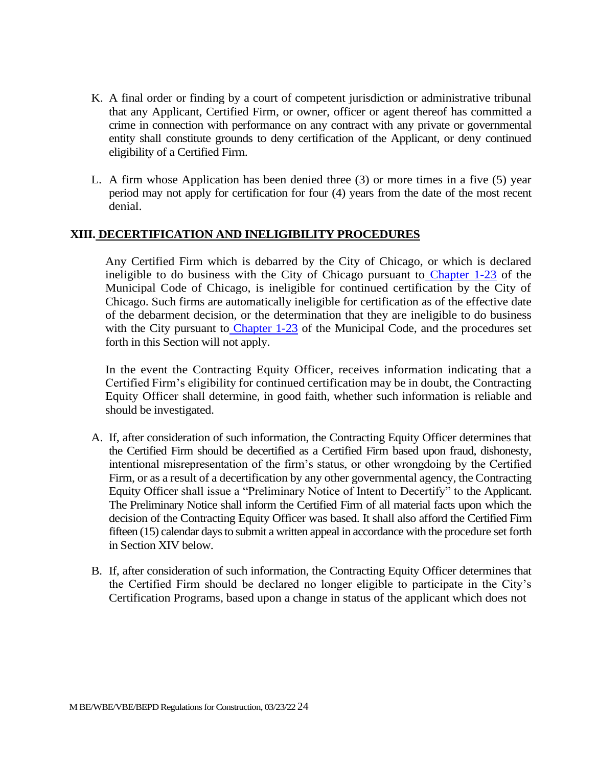K. A final order or finding by a court of competent jurisdiction or administrative tribunal that any Applicant, Certified Firm, or owner, officer or agent thereof has committed a crime in connection with performance on any contract with any private or governmental entity shall constitute grounds to deny certification of the Applicant, or deny continued eligibility of a Certified Firm.

L. A firm whose Application has been denied three (3) or more times in a five (5) year period may not apply for certification for four (4) years from the date of the most recent denial.

## XIII. DECERTIFICATION AND INELIGIBILITY PROCEDURES

Any Certified Firm which is debarred by the City of Chicago, or which is declared ineligible to do business with the City of Chicago pursuant to Chapter 1-23 of the Municipal Code of Chicago, is ineligible for continued certification by the City of Chicago. Such firms are automatically ineligible for certification as of the effective date of the debarment decision, or the determination that they are ineligible to do business with the City pursuant to Chapter 1-23 of the Municipal Code, and the procedures set forth in this Section will not apply.

In the event the Contracting Equity Officer, receives information indicating that a Certified Firm's eligibility for continued certification may be in doubt, the Contracting Equity Officer shall determine, in good faith, whether such information is reliable and should be investigated.

A. If, after consideration of such information, the Contracting Equity Officer determines that the Certified Firm should be decertified as a Certified Firm based upon fraud, dishonesty, intentional misrepresentation of the firm's status, or other wrongdoing by the Certified Firm, or as a result of a decertification by any other governmental agency, the Contracting Equity Officer shall issue a "Preliminary Notice of Intent to Decertify" to the Applicant. The Preliminary Notice shall inform the Certified Firm of all material facts upon which the decision of the Contracting Equity Officer was based. It shall also afford the Certified Firm fifteen (15) calendar days to submit a written appeal in accordance with the procedure set forth in Section XIV below.

B. If, after consideration of such information, the Contracting Equity Officer determines that the Certified Firm should be declared no longer eligible to participate in the City's Certification Programs, based upon a change in status of the applicant which does not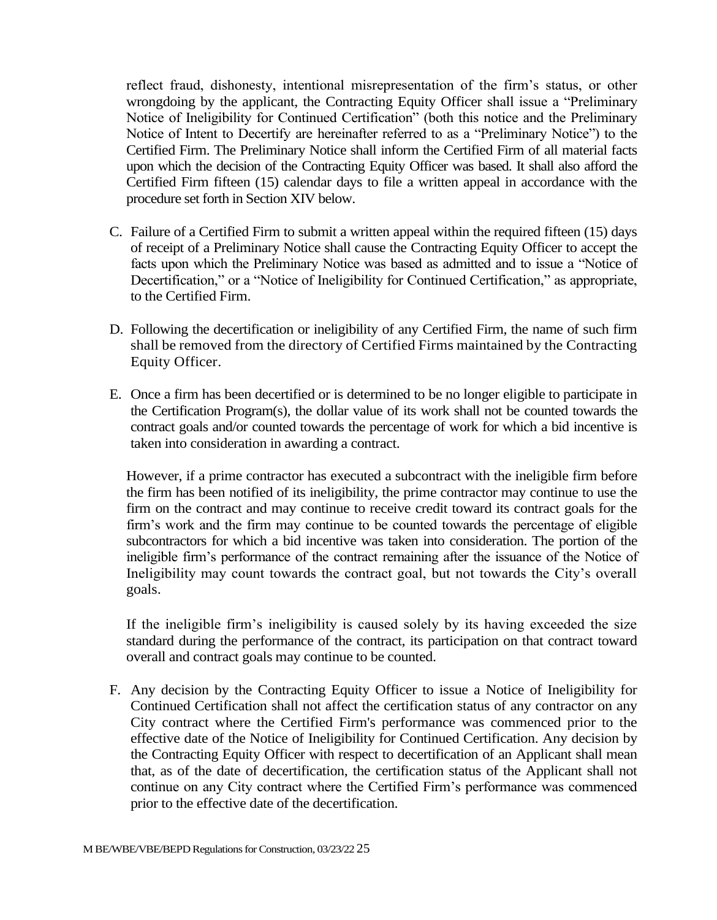reflect fraud, dishonesty, intentional misrepresentation of the firm's status, or other wrongdoing by the applicant, the Contracting Equity Officer shall issue a "Preliminary Notice of Ineligibility for Continued Certification" (both this notice and the Preliminary Notice of Intent to Decertify are hereinafter referred to as a "Preliminary Notice") to the Certified Firm. The Preliminary Notice shall inform the Certified Firm of all material facts upon which the decision of the Contracting Equity Officer was based. It shall also afford the Certified Firm fifteen (15) calendar days to file a written appeal in accordance with the procedure set forth in Section XIV below.

C. Failure of a Certified Firm to submit a written appeal within the required fifteen (15) days of receipt of a Preliminary Notice shall cause the Contracting Equity Officer to accept the facts upon which the Preliminary Notice was based as admitted and to issue a "Notice of Decertification," or a "Notice of Ineligibility for Continued Certification," as appropriate, to the Certified Firm.

D. Following the decertification or ineligibility of any Certified Firm, the name of such firm shall be removed from the directory of Certified Firms maintained by the Contracting Equity Officer.

E. Once a firm has been decertified or is determined to be no longer eligible to participate in the Certification Program(s), the dollar value of its work shall not be counted towards the contract goals and/or counted towards the percentage of work for which a bid incentive is taken into consideration in awarding a contract.

   However, if a prime contractor has executed a subcontract with the ineligible firm before the firm has been notified of its ineligibility, the prime contractor may continue to use the firm on the contract and may continue to receive credit toward its contract goals for the firm's work and the firm may continue to be counted towards the percentage of eligible subcontractors for which a bid incentive was taken into consideration. The portion of the ineligible firm's performance of the contract remaining after the issuance of the Notice of Ineligibility may count towards the contract goal, but not towards the City's overall goals.

   If the ineligible firm's ineligibility is caused solely by its having exceeded the size standard during the performance of the contract, its participation on that contract toward overall and contract goals may continue to be counted.

F. Any decision by the Contracting Equity Officer to issue a Notice of Ineligibility for Continued Certification shall not affect the certification status of any contractor on any City contract where the Certified Firm's performance was commenced prior to the effective date of the Notice of Ineligibility for Continued Certification. Any decision by the Contracting Equity Officer with respect to decertification of an Applicant shall mean that, as of the date of decertification, the certification status of the Applicant shall not continue on any City contract where the Certified Firm's performance was commenced prior to the effective date of the decertification.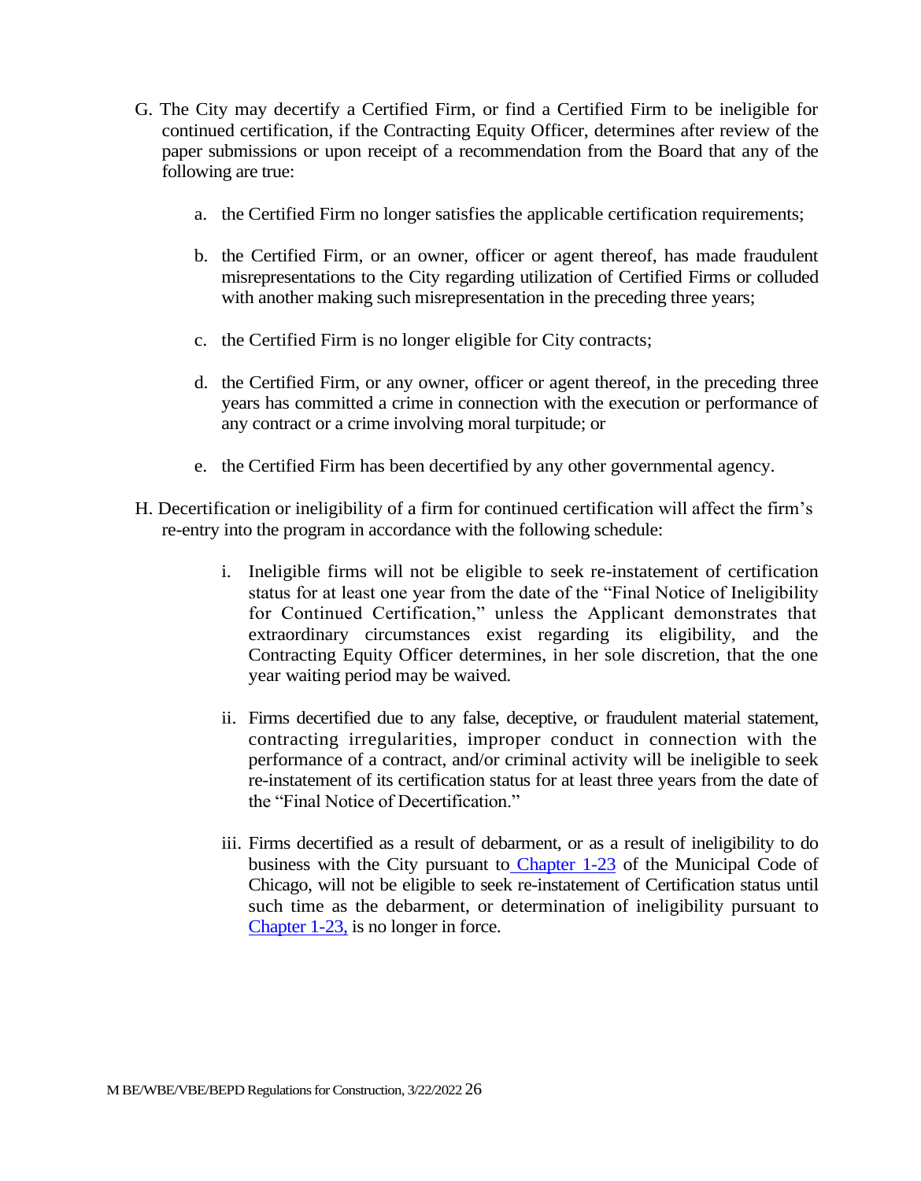G. The City may decertify a Certified Firm, or find a Certified Firm to be ineligible for continued certification, if the Contracting Equity Officer, determines after review of the paper submissions or upon receipt of a recommendation from the Board that any of the following are true:

  a. the Certified Firm no longer satisfies the applicable certification requirements;

  b. the Certified Firm, or an owner, officer or agent thereof, has made fraudulent misrepresentations to the City regarding utilization of Certified Firms or colluded with another making such misrepresentation in the preceding three years;

  c. the Certified Firm is no longer eligible for City contracts;

  d. the Certified Firm, or any owner, officer or agent thereof, in the preceding three years has committed a crime in connection with the execution or performance of any contract or a crime involving moral turpitude; or

  e. the Certified Firm has been decertified by any other governmental agency.

H. Decertification or ineligibility of a firm for continued certification will affect the firm's re-entry into the program in accordance with the following schedule:

  i. Ineligible firms will not be eligible to seek re-instatement of certification status for at least one year from the date of the "Final Notice of Ineligibility for Continued Certification," unless the Applicant demonstrates that extraordinary circumstances exist regarding its eligibility, and the Contracting Equity Officer determines, in her sole discretion, that the one year waiting period may be waived.

  ii. Firms decertified due to any false, deceptive, or fraudulent material statement, contracting irregularities, improper conduct in connection with the performance of a contract, and/or criminal activity will be ineligible to seek re-instatement of its certification status for at least three years from the date of the "Final Notice of Decertification."

  iii. Firms decertified as a result of debarment, or as a result of ineligibility to do business with the City pursuant to Chapter 1-23 of the Municipal Code of Chicago, will not be eligible to seek re-instatement of Certification status until such time as the debarment, or determination of ineligibility pursuant to Chapter 1-23, is no longer in force.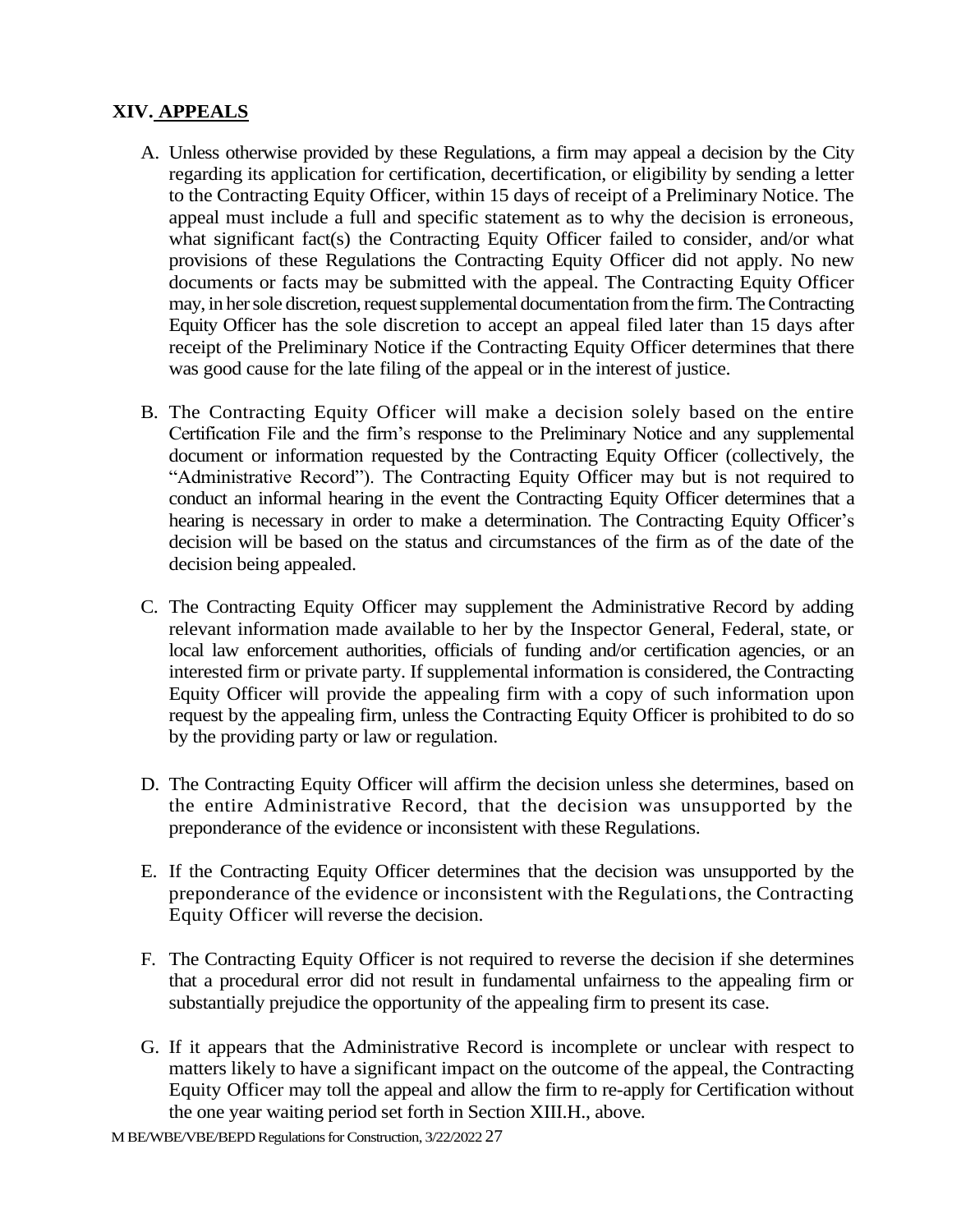## XIV. APPEALS

A. Unless otherwise provided by these Regulations, a firm may appeal a decision by the City regarding its application for certification, decertification, or eligibility by sending a letter to the Contracting Equity Officer, within 15 days of receipt of a Preliminary Notice. The appeal must include a full and specific statement as to why the decision is erroneous, what significant fact(s) the Contracting Equity Officer failed to consider, and/or what provisions of these Regulations the Contracting Equity Officer did not apply. No new documents or facts may be submitted with the appeal. The Contracting Equity Officer may, in her sole discretion, request supplemental documentation from the firm. The Contracting Equity Officer has the sole discretion to accept an appeal filed later than 15 days after receipt of the Preliminary Notice if the Contracting Equity Officer determines that there was good cause for the late filing of the appeal or in the interest of justice.

B. The Contracting Equity Officer will make a decision solely based on the entire Certification File and the firm's response to the Preliminary Notice and any supplemental document or information requested by the Contracting Equity Officer (collectively, the "Administrative Record"). The Contracting Equity Officer may but is not required to conduct an informal hearing in the event the Contracting Equity Officer determines that a hearing is necessary in order to make a determination. The Contracting Equity Officer's decision will be based on the status and circumstances of the firm as of the date of the decision being appealed.

C. The Contracting Equity Officer may supplement the Administrative Record by adding relevant information made available to her by the Inspector General, Federal, state, or local law enforcement authorities, officials of funding and/or certification agencies, or an interested firm or private party. If supplemental information is considered, the Contracting Equity Officer will provide the appealing firm with a copy of such information upon request by the appealing firm, unless the Contracting Equity Officer is prohibited to do so by the providing party or law or regulation.

D. The Contracting Equity Officer will affirm the decision unless she determines, based on the entire Administrative Record, that the decision was unsupported by the preponderance of the evidence or inconsistent with these Regulations.

E. If the Contracting Equity Officer determines that the decision was unsupported by the preponderance of the evidence or inconsistent with the Regulations, the Contracting Equity Officer will reverse the decision.

F. The Contracting Equity Officer is not required to reverse the decision if she determines that a procedural error did not result in fundamental unfairness to the appealing firm or substantially prejudice the opportunity of the appealing firm to present its case.

G. If it appears that the Administrative Record is incomplete or unclear with respect to matters likely to have a significant impact on the outcome of the appeal, the Contracting Equity Officer may toll the appeal and allow the firm to re-apply for Certification without the one year waiting period set forth in Section XIII.H., above.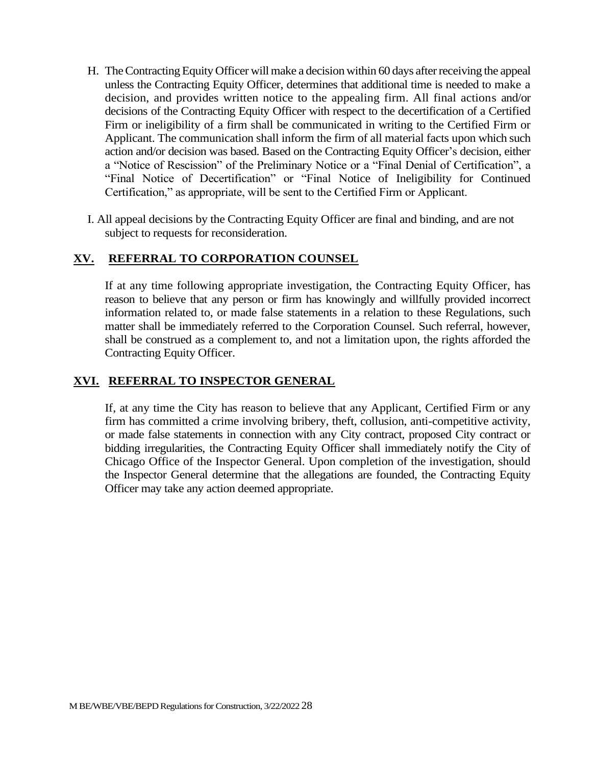H. The Contracting Equity Officer will make a decision within 60 days after receiving the appeal unless the Contracting Equity Officer, determines that additional time is needed to make a decision, and provides written notice to the appealing firm. All final actions and/or decisions of the Contracting Equity Officer with respect to the decertification of a Certified Firm or ineligibility of a firm shall be communicated in writing to the Certified Firm or Applicant. The communication shall inform the firm of all material facts upon which such action and/or decision was based. Based on the Contracting Equity Officer's decision, either a "Notice of Rescission" of the Preliminary Notice or a "Final Denial of Certification", a "Final Notice of Decertification" or "Final Notice of Ineligibility for Continued Certification," as appropriate, will be sent to the Certified Firm or Applicant.

I. All appeal decisions by the Contracting Equity Officer are final and binding, and are not subject to requests for reconsideration.

## XV. REFERRAL TO CORPORATION COUNSEL

If at any time following appropriate investigation, the Contracting Equity Officer, has reason to believe that any person or firm has knowingly and willfully provided incorrect information related to, or made false statements in a relation to these Regulations, such matter shall be immediately referred to the Corporation Counsel. Such referral, however, shall be construed as a complement to, and not a limitation upon, the rights afforded the Contracting Equity Officer.

## XVI. REFERRAL TO INSPECTOR GENERAL

If, at any time the City has reason to believe that any Applicant, Certified Firm or any firm has committed a crime involving bribery, theft, collusion, anti-competitive activity, or made false statements in connection with any City contract, proposed City contract or bidding irregularities, the Contracting Equity Officer shall immediately notify the City of Chicago Office of the Inspector General. Upon completion of the investigation, should the Inspector General determine that the allegations are founded, the Contracting Equity Officer may take any action deemed appropriate.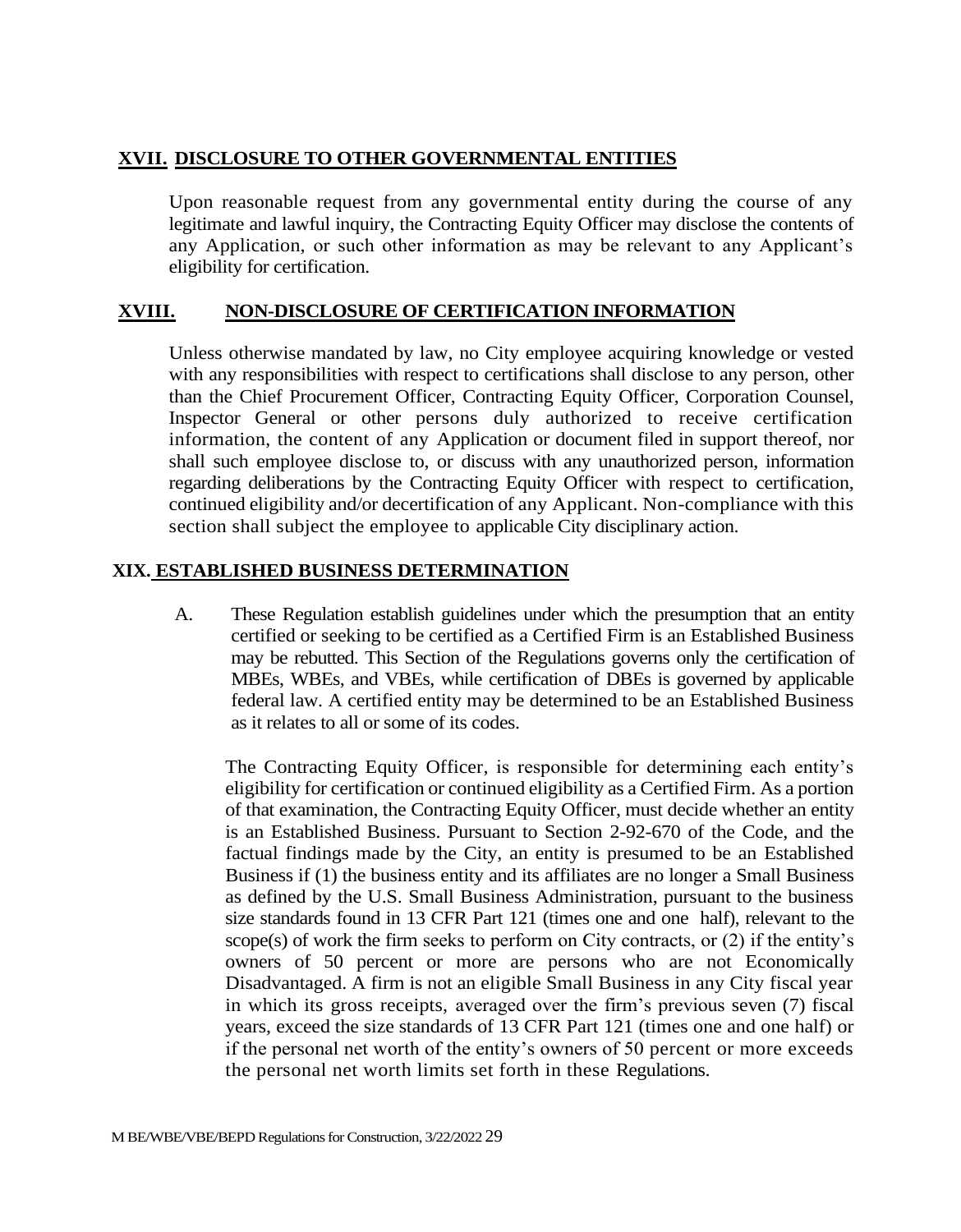## XVII. DISCLOSURE TO OTHER GOVERNMENTAL ENTITIES

Upon reasonable request from any governmental entity during the course of any legitimate and lawful inquiry, the Contracting Equity Officer may disclose the contents of any Application, or such other information as may be relevant to any Applicant's eligibility for certification.

## XVIII. NON-DISCLOSURE OF CERTIFICATION INFORMATION

Unless otherwise mandated by law, no City employee acquiring knowledge or vested with any responsibilities with respect to certifications shall disclose to any person, other than the Chief Procurement Officer, Contracting Equity Officer, Corporation Counsel, Inspector General or other persons duly authorized to receive certification information, the content of any Application or document filed in support thereof, nor shall such employee disclose to, or discuss with any unauthorized person, information regarding deliberations by the Contracting Equity Officer with respect to certification, continued eligibility and/or decertification of any Applicant. Non-compliance with this section shall subject the employee to applicable City disciplinary action.

## XIX. ESTABLISHED BUSINESS DETERMINATION

A. These Regulation establish guidelines under which the presumption that an entity certified or seeking to be certified as a Certified Firm is an Established Business may be rebutted. This Section of the Regulations governs only the certification of MBEs, WBEs, and VBEs, while certification of DBEs is governed by applicable federal law. A certified entity may be determined to be an Established Business as it relates to all or some of its codes.

The Contracting Equity Officer, is responsible for determining each entity's eligibility for certification or continued eligibility as a Certified Firm. As a portion of that examination, the Contracting Equity Officer, must decide whether an entity is an Established Business. Pursuant to Section 2-92-670 of the Code, and the factual findings made by the City, an entity is presumed to be an Established Business if (1) the business entity and its affiliates are no longer a Small Business as defined by the U.S. Small Business Administration, pursuant to the business size standards found in 13 CFR Part 121 (times one and one half), relevant to the scope(s) of work the firm seeks to perform on City contracts, or (2) if the entity's owners of 50 percent or more are persons who are not Economically Disadvantaged. A firm is not an eligible Small Business in any City fiscal year in which its gross receipts, averaged over the firm's previous seven (7) fiscal years, exceed the size standards of 13 CFR Part 121 (times one and one half) or if the personal net worth of the entity's owners of 50 percent or more exceeds the personal net worth limits set forth in these Regulations.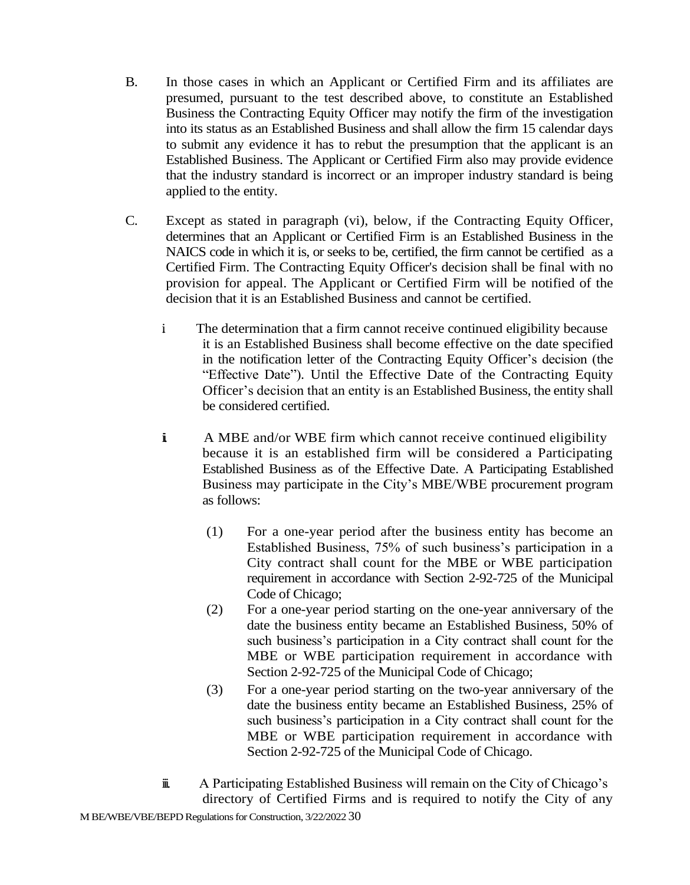B. In those cases in which an Applicant or Certified Firm and its affiliates are presumed, pursuant to the test described above, to constitute an Established Business the Contracting Equity Officer may notify the firm of the investigation into its status as an Established Business and shall allow the firm 15 calendar days to submit any evidence it has to rebut the presumption that the applicant is an Established Business. The Applicant or Certified Firm also may provide evidence that the industry standard is incorrect or an improper industry standard is being applied to the entity.

C. Except as stated in paragraph (vi), below, if the Contracting Equity Officer, determines that an Applicant or Certified Firm is an Established Business in the NAICS code in which it is, or seeks to be, certified, the firm cannot be certified as a Certified Firm. The Contracting Equity Officer's decision shall be final with no provision for appeal. The Applicant or Certified Firm will be notified of the decision that it is an Established Business and cannot be certified.

  i The determination that a firm cannot receive continued eligibility because it is an Established Business shall become effective on the date specified in the notification letter of the Contracting Equity Officer's decision (the "Effective Date"). Until the Effective Date of the Contracting Equity Officer's decision that an entity is an Established Business, the entity shall be considered certified.

  ii A MBE and/or WBE firm which cannot receive continued eligibility because it is an established firm will be considered a Participating Established Business as of the Effective Date. A Participating Established Business may participate in the City's MBE/WBE procurement program as follows:

    (1) For a one-year period after the business entity has become an Established Business, 75% of such business's participation in a City contract shall count for the MBE or WBE participation requirement in accordance with Section 2-92-725 of the Municipal Code of Chicago;

    (2) For a one-year period starting on the one-year anniversary of the date the business entity became an Established Business, 50% of such business's participation in a City contract shall count for the MBE or WBE participation requirement in accordance with Section 2-92-725 of the Municipal Code of Chicago;

    (3) For a one-year period starting on the two-year anniversary of the date the business entity became an Established Business, 25% of such business's participation in a City contract shall count for the MBE or WBE participation requirement in accordance with Section 2-92-725 of the Municipal Code of Chicago.

  iii A Participating Established Business will remain on the City of Chicago's directory of Certified Firms and is required to notify the City of any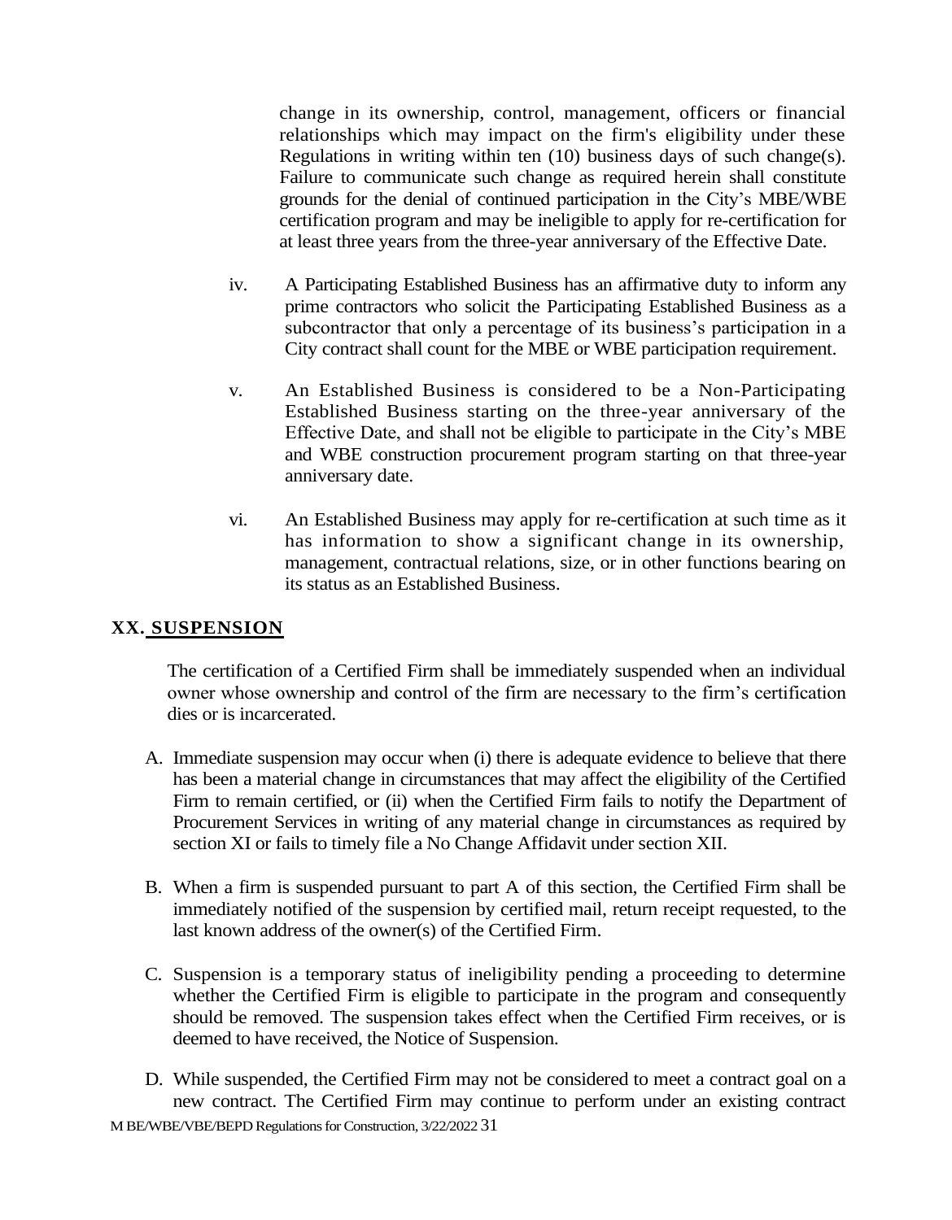change in its ownership, control, management, officers or financial relationships which may impact on the firm's eligibility under these Regulations in writing within ten (10) business days of such change(s). Failure to communicate such change as required herein shall constitute grounds for the denial of continued participation in the City's MBE/WBE certification program and may be ineligible to apply for re-certification for at least three years from the three-year anniversary of the Effective Date.

iv. A Participating Established Business has an affirmative duty to inform any prime contractors who solicit the Participating Established Business as a subcontractor that only a percentage of its business's participation in a City contract shall count for the MBE or WBE participation requirement.

v. An Established Business is considered to be a Non-Participating Established Business starting on the three-year anniversary of the Effective Date, and shall not be eligible to participate in the City's MBE and WBE construction procurement program starting on that three-year anniversary date.

vi. An Established Business may apply for re-certification at such time as it has information to show a significant change in its ownership, management, contractual relations, size, or in other functions bearing on its status as an Established Business.

## XX. SUSPENSION

The certification of a Certified Firm shall be immediately suspended when an individual owner whose ownership and control of the firm are necessary to the firm's certification dies or is incarcerated.

A. Immediate suspension may occur when (i) there is adequate evidence to believe that there has been a material change in circumstances that may affect the eligibility of the Certified Firm to remain certified, or (ii) when the Certified Firm fails to notify the Department of Procurement Services in writing of any material change in circumstances as required by section XI or fails to timely file a No Change Affidavit under section XII.

B. When a firm is suspended pursuant to part A of this section, the Certified Firm shall be immediately notified of the suspension by certified mail, return receipt requested, to the last known address of the owner(s) of the Certified Firm.

C. Suspension is a temporary status of ineligibility pending a proceeding to determine whether the Certified Firm is eligible to participate in the program and consequently should be removed. The suspension takes effect when the Certified Firm receives, or is deemed to have received, the Notice of Suspension.

D. While suspended, the Certified Firm may not be considered to meet a contract goal on a new contract. The Certified Firm may continue to perform under an existing contract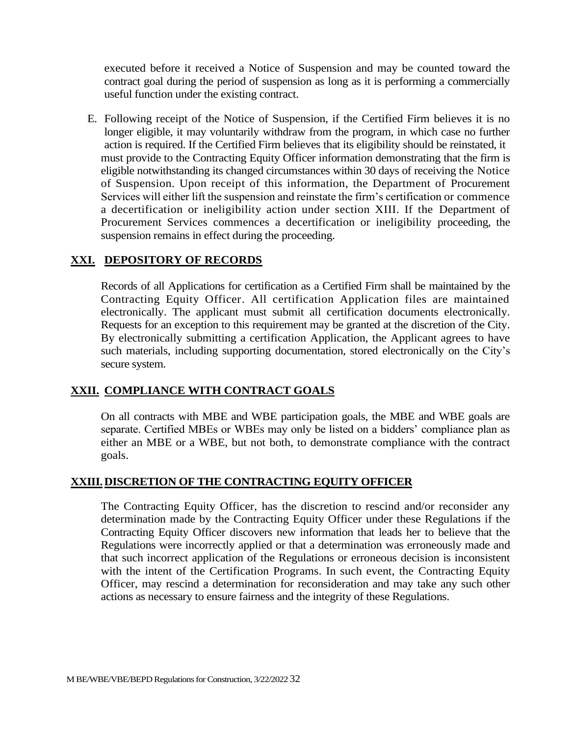executed before it received a Notice of Suspension and may be counted toward the contract goal during the period of suspension as long as it is performing a commercially useful function under the existing contract.

E. Following receipt of the Notice of Suspension, if the Certified Firm believes it is no longer eligible, it may voluntarily withdraw from the program, in which case no further action is required. If the Certified Firm believes that its eligibility should be reinstated, it must provide to the Contracting Equity Officer information demonstrating that the firm is eligible notwithstanding its changed circumstances within 30 days of receiving the Notice of Suspension. Upon receipt of this information, the Department of Procurement Services will either lift the suspension and reinstate the firm's certification or commence a decertification or ineligibility action under section XIII. If the Department of Procurement Services commences a decertification or ineligibility proceeding, the suspension remains in effect during the proceeding.

## XXI. DEPOSITORY OF RECORDS

Records of all Applications for certification as a Certified Firm shall be maintained by the Contracting Equity Officer. All certification Application files are maintained electronically. The applicant must submit all certification documents electronically. Requests for an exception to this requirement may be granted at the discretion of the City. By electronically submitting a certification Application, the Applicant agrees to have such materials, including supporting documentation, stored electronically on the City's secure system.

## XXII. COMPLIANCE WITH CONTRACT GOALS

On all contracts with MBE and WBE participation goals, the MBE and WBE goals are separate. Certified MBEs or WBEs may only be listed on a bidders' compliance plan as either an MBE or a WBE, but not both, to demonstrate compliance with the contract goals.

## XXIII. DISCRETION OF THE CONTRACTING EQUITY OFFICER

The Contracting Equity Officer, has the discretion to rescind and/or reconsider any determination made by the Contracting Equity Officer under these Regulations if the Contracting Equity Officer discovers new information that leads her to believe that the Regulations were incorrectly applied or that a determination was erroneously made and that such incorrect application of the Regulations or erroneous decision is inconsistent with the intent of the Certification Programs. In such event, the Contracting Equity Officer, may rescind a determination for reconsideration and may take any such other actions as necessary to ensure fairness and the integrity of these Regulations.